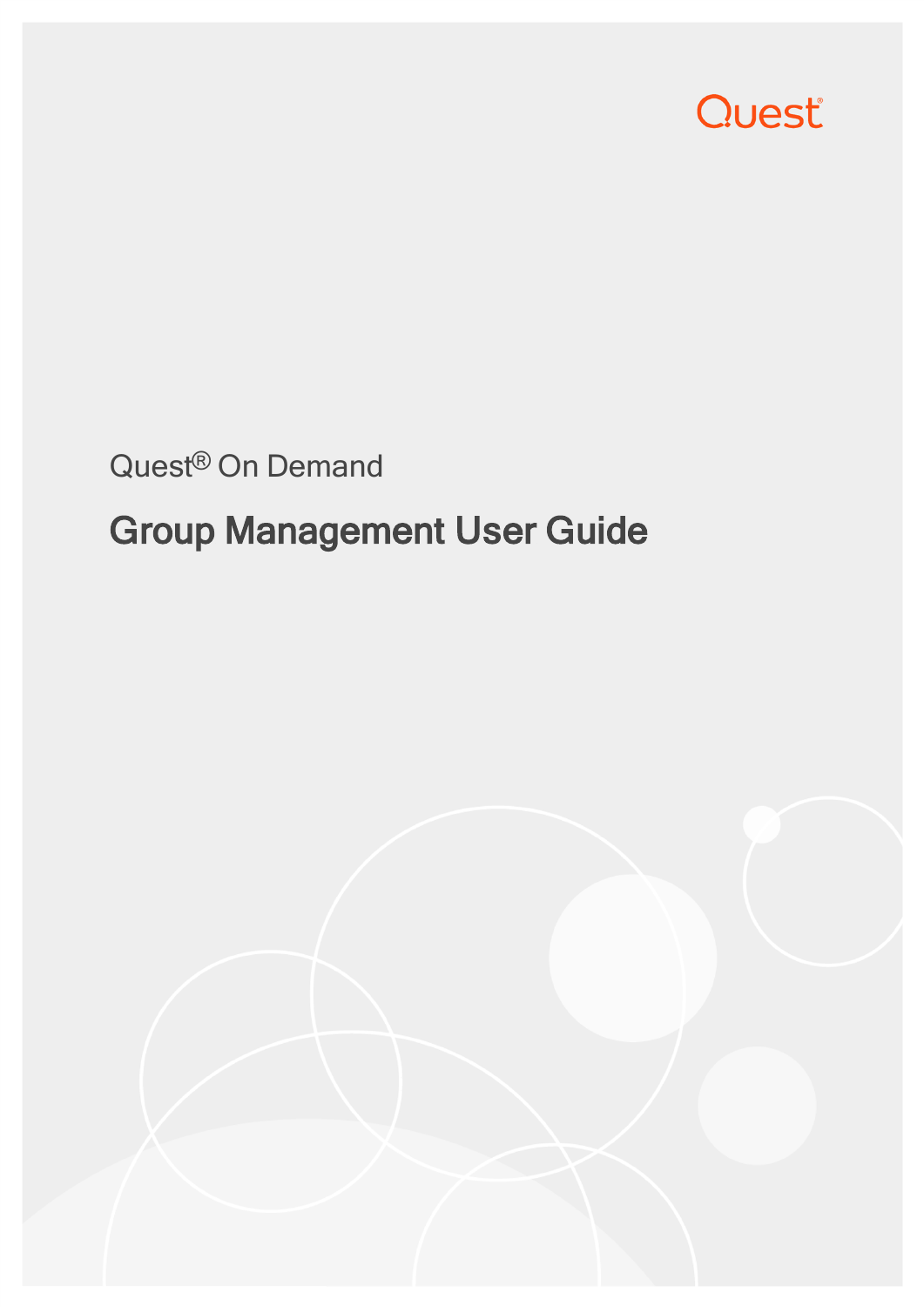Quest

Quest® On Demand

# Group Management User Guide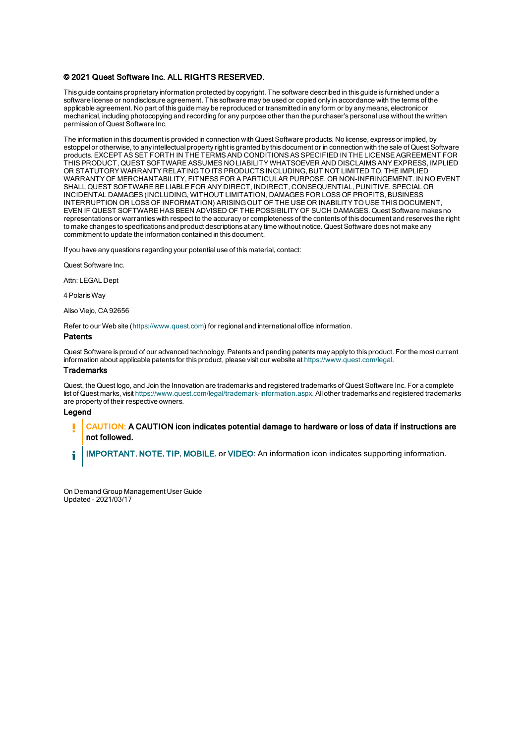**© 2021 Quest Software Inc. ALL RIGHTS RESERVED.**

This guide contains proprietary information protected by copyright. The software described in this guide is furnished under a software license or nondisclosure agreement. This software may be used or copied only in accordance with the terms of the applicable agreement. No part of this guide may be reproduced or transmitted in any form or by any means, electronic or mechanical, including photocopying and recording for any purpose other than the purchaser's personal use without the written permission of Quest Software Inc.

The information in this document is provided in connection with Quest Software products. No license, express or implied, by estoppel or otherwise, to any intellectual property right is granted by this document or in connection with the sale of Quest Software products. EXCEPT AS SET FORTH IN THE TERMS AND CONDITIONS AS SPECIFIED IN THE LICENSE AGREEMENT FOR THIS PRODUCT, QUEST SOFTWARE ASSUMES NO LIABILITY WHATSOEVER AND DISCLAIMS ANY EXPRESS, IMPLIED OR STATUTORY WARRANTY RELATING TO ITS PRODUCTS INCLUDING, BUT NOT LIMITED TO, THE IMPLIED WARRANTY OF MERCHANTABILITY, FITNESS FOR A PARTICULAR PURPOSE, OR NON-INFRINGEMENT. IN NO EVENT SHALL QUEST SOFTWARE BE LIABLE FOR ANY DIRECT, INDIRECT, CONSEQUENTIAL, PUNITIVE, SPECIAL OR INCIDENTAL DAMAGES (INCLUDING, WITHOUT LIMITATION, DAMAGES FOR LOSS OF PROFITS, BUSINESS INTERRUPTION OR LOSS OF INFORMATION) ARISING OUT OF THE USE OR INABILITY TO USE THIS DOCUMENT, EVEN IF QUEST SOFTWARE HAS BEEN ADVISED OF THE POSSIBILITY OF SUCH DAMAGES. Quest Software makes no representations or warranties with respect to the accuracy or completeness of the contents of this document and reserves the right to make changes to specifications and product descriptions at any time without notice. Quest Software does not make any commitment to update the information contained in this document.

If you have any questions regarding your potential use of this material, contact:

Quest Software Inc.

Attn: LEGAL Dept

4 Polaris Way

Aliso Viejo, CA 92656

Refer to our Web site (https://www.quest.com) for regional and international office information.

## Patents

Quest Software is proud of our advanced technology. Patents and pending patents may apply to this product. For the most current information about applicable patents for this product, please visit our website at https://www.quest.com/legal.

## Trademarks

Quest, the Quest logo, and Join the Innovation are trademarks and registered trademarks of Quest Software Inc. For a complete list of Quest marks, visit https://www.quest.com/legal/trademark-information.aspx. All other trademarks and registered trademarks are property of their respective owners.

## Legend

> **CAUTION: A CAUTION icon indicates potential damage to hardware or loss of data if instructions are not followed.**

> IMPORTANT, NOTE, TIP, MOBILE, or VIDEO: An information icon indicates supporting information.

On Demand Group Management User Guide
Updated - 2021/03/17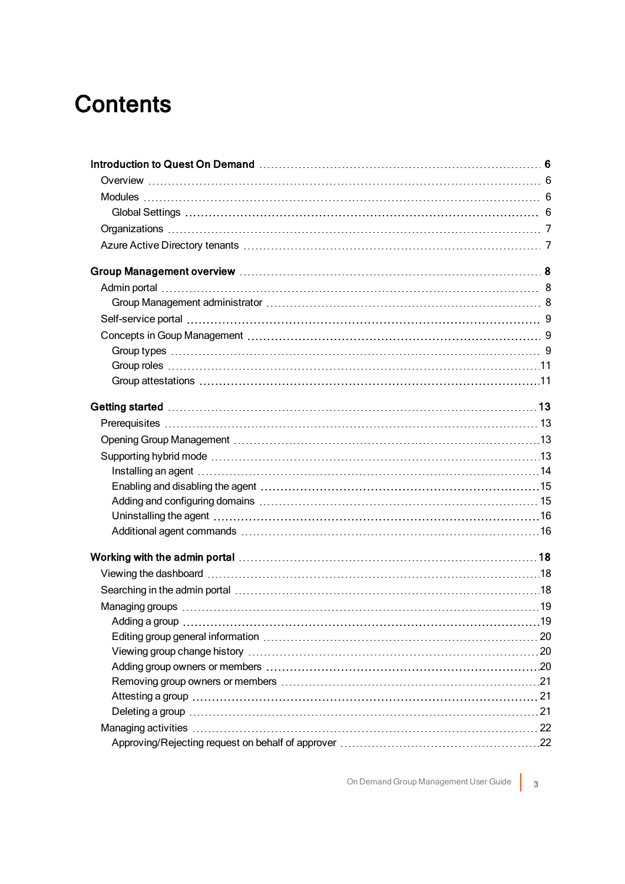# Contents

**Introduction to Quest On Demand** 6

- Overview 6
- Modules 6
  - Global Settings 6
- Organizations 7
- Azure Active Directory tenants 7

**Group Management overview** 8

- Admin portal 8
  - Group Management administrator 8
- Self-service portal 9
- Concepts in Goup Management 9
  - Group types 9
  - Group roles 11
  - Group attestations 11

**Getting started** 13

- Prerequisites 13
- Opening Group Management 13
- Supporting hybrid mode 13
  - Installing an agent 14
  - Enabling and disabling the agent 15
  - Adding and configuring domains 15
  - Uninstalling the agent 16
  - Additional agent commands 16

**Working with the admin portal** 18

- Viewing the dashboard 18
- Searching in the admin portal 18
- Managing groups 19
  - Adding a group 19
  - Editing group general information 20
  - Viewing group change history 20
  - Adding group owners or members 20
  - Removing group owners or members 21
  - Attesting a group 21
  - Deleting a group 21
- Managing activities 22
  - Approving/Rejecting request on behalf of approver 22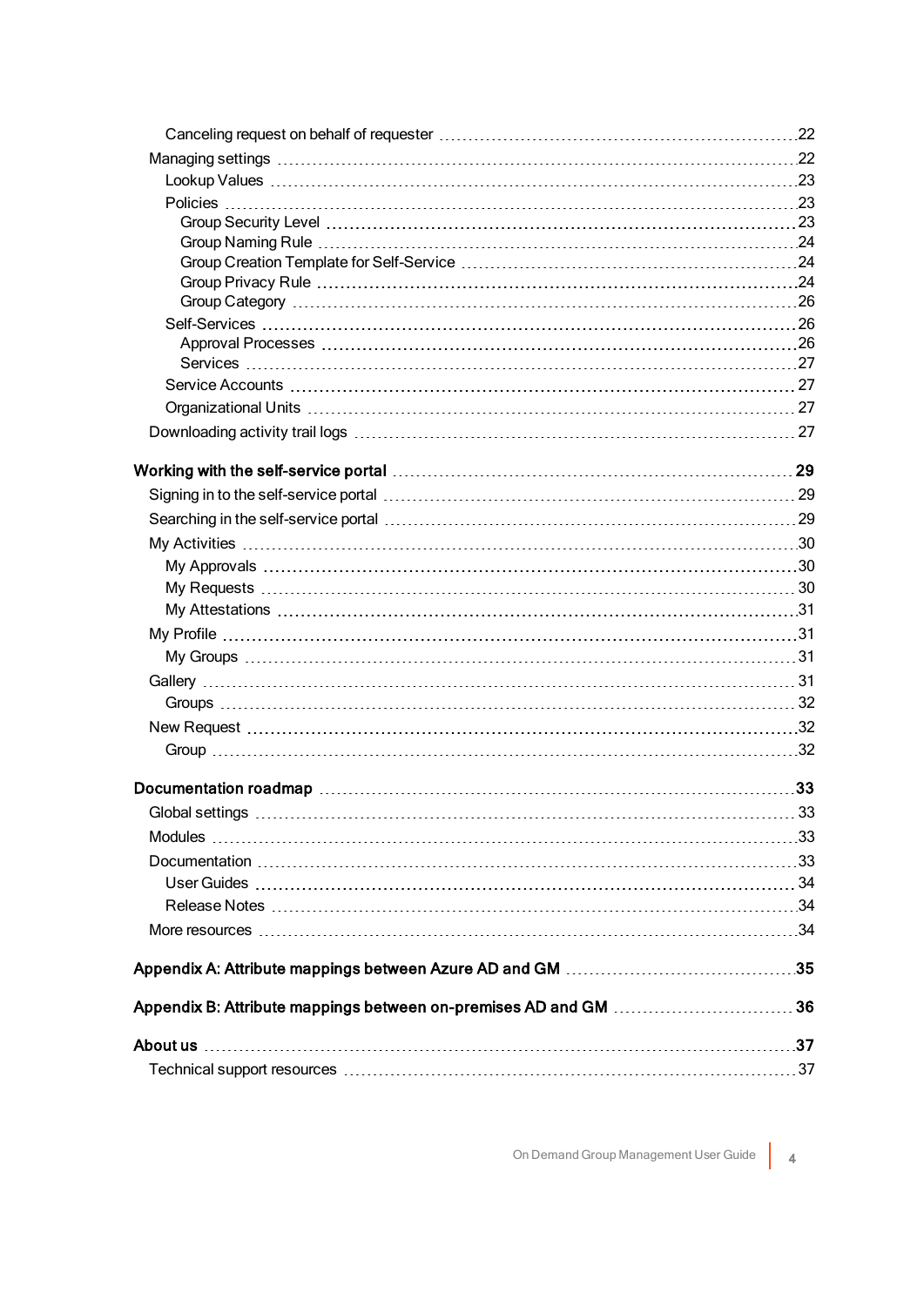- Canceling request on behalf of requester ... 22
- Managing settings ... 22
  - Lookup Values ... 23
  - Policies ... 23
    - Group Security Level ... 23
    - Group Naming Rule ... 24
    - Group Creation Template for Self-Service ... 24
    - Group Privacy Rule ... 24
    - Group Category ... 26
  - Self-Services ... 26
    - Approval Processes ... 26
    - Services ... 27
  - Service Accounts ... 27
  - Organizational Units ... 27
- Downloading activity trail logs ... 27

**Working with the self-service portal ... 29**

- Signing in to the self-service portal ... 29
- Searching in the self-service portal ... 29
- My Activities ... 30
  - My Approvals ... 30
  - My Requests ... 30
  - My Attestations ... 31
- My Profile ... 31
  - My Groups ... 31
- Gallery ... 31
  - Groups ... 32
- New Request ... 32
  - Group ... 32

**Documentation roadmap ... 33**

- Global settings ... 33
- Modules ... 33
- Documentation ... 33
  - User Guides ... 34
  - Release Notes ... 34
- More resources ... 34

**Appendix A: Attribute mappings between Azure AD and GM ... 35**

**Appendix B: Attribute mappings between on-premises AD and GM ... 36**

**About us ... 37**

- Technical support resources ... 37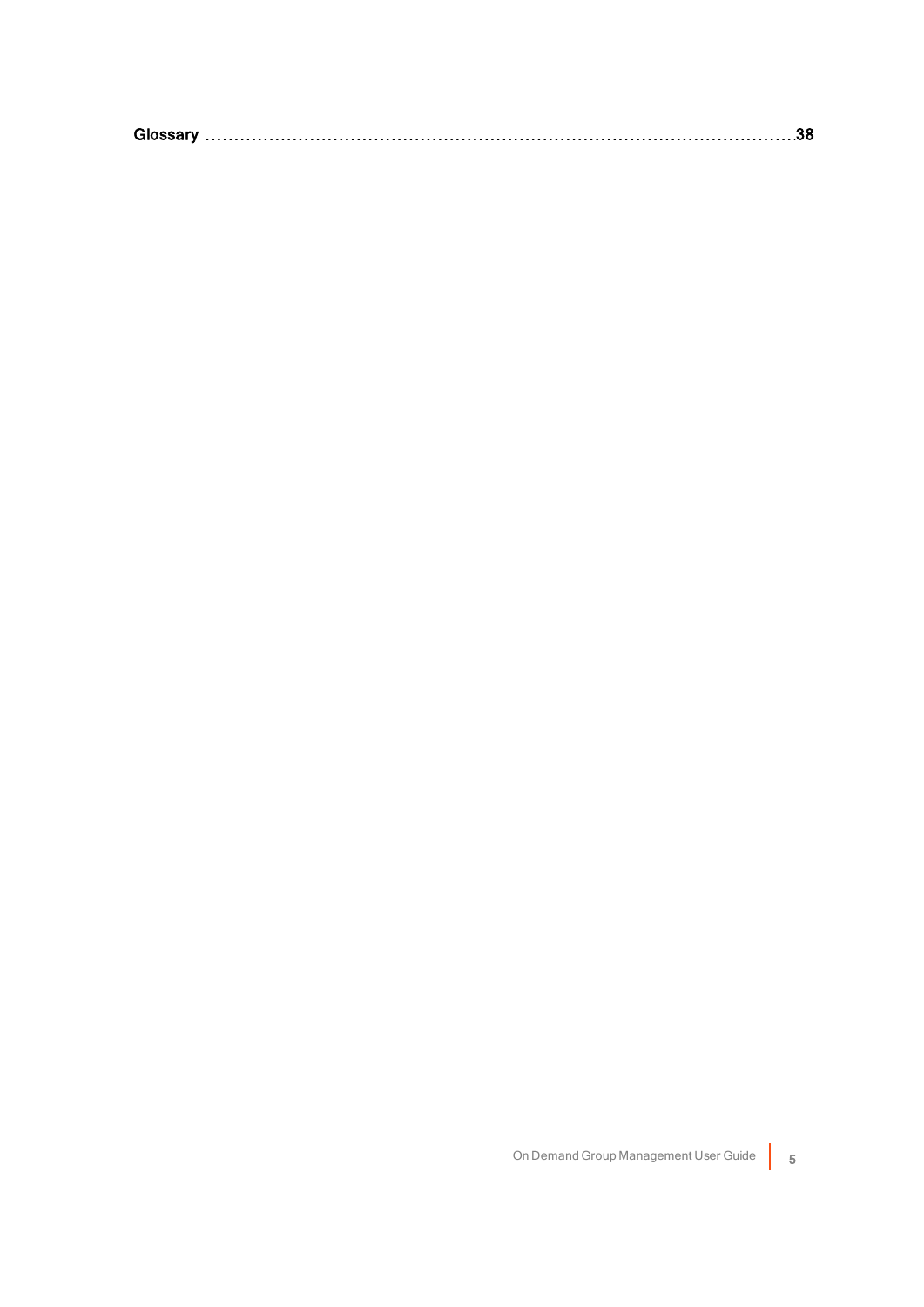Glossary ........................................................................................................ 38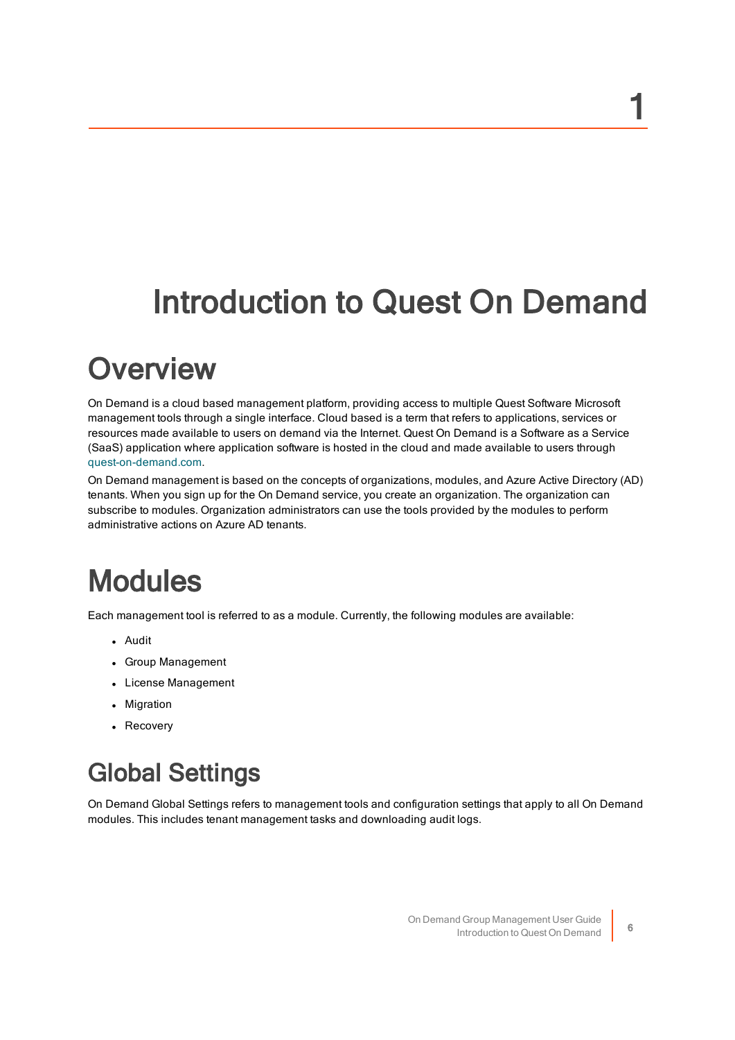# 1

# Introduction to Quest On Demand

## Overview

On Demand is a cloud based management platform, providing access to multiple Quest Software Microsoft management tools through a single interface. Cloud based is a term that refers to applications, services or resources made available to users on demand via the Internet. Quest On Demand is a Software as a Service (SaaS) application where application software is hosted in the cloud and made available to users through quest-on-demand.com.

On Demand management is based on the concepts of organizations, modules, and Azure Active Directory (AD) tenants. When you sign up for the On Demand service, you create an organization. The organization can subscribe to modules. Organization administrators can use the tools provided by the modules to perform administrative actions on Azure AD tenants.

## Modules

Each management tool is referred to as a module. Currently, the following modules are available:

- Audit
- Group Management
- License Management
- Migration
- Recovery

### Global Settings

On Demand Global Settings refers to management tools and configuration settings that apply to all On Demand modules. This includes tenant management tasks and downloading audit logs.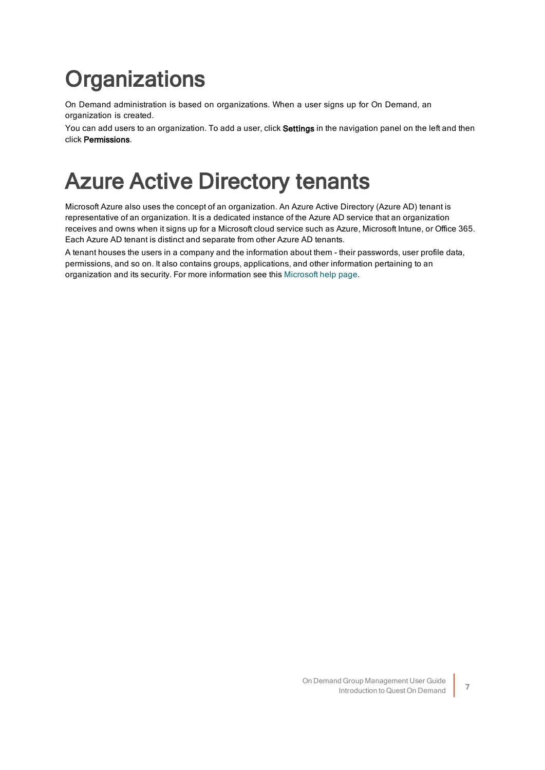# Organizations

On Demand administration is based on organizations. When a user signs up for On Demand, an organization is created.

You can add users to an organization. To add a user, click **Settings** in the navigation panel on the left and then click **Permissions**.

# Azure Active Directory tenants

Microsoft Azure also uses the concept of an organization. An Azure Active Directory (Azure AD) tenant is representative of an organization. It is a dedicated instance of the Azure AD service that an organization receives and owns when it signs up for a Microsoft cloud service such as Azure, Microsoft Intune, or Office 365. Each Azure AD tenant is distinct and separate from other Azure AD tenants.

A tenant houses the users in a company and the information about them - their passwords, user profile data, permissions, and so on. It also contains groups, applications, and other information pertaining to an organization and its security. For more information see this Microsoft help page.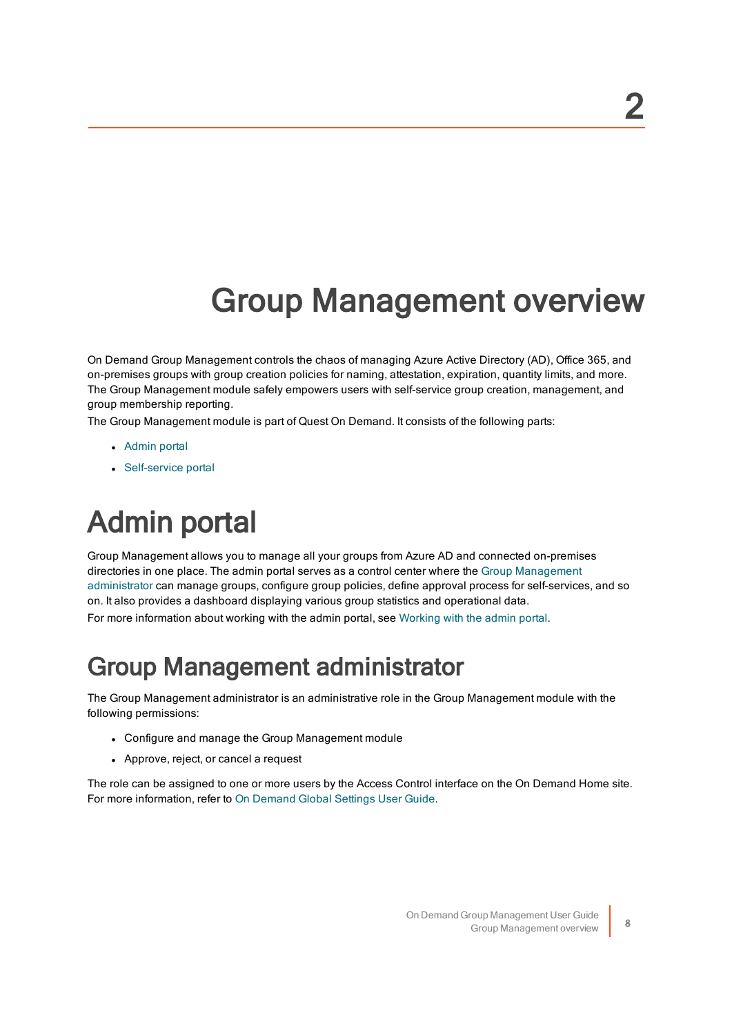# 2 Group Management overview

On Demand Group Management controls the chaos of managing Azure Active Directory (AD), Office 365, and on-premises groups with group creation policies for naming, attestation, expiration, quantity limits, and more. The Group Management module safely empowers users with self-service group creation, management, and group membership reporting.

The Group Management module is part of Quest On Demand. It consists of the following parts:

- Admin portal
- Self-service portal

## Admin portal

Group Management allows you to manage all your groups from Azure AD and connected on-premises directories in one place. The admin portal serves as a control center where the Group Management administrator can manage groups, configure group policies, define approval process for self-services, and so on. It also provides a dashboard displaying various group statistics and operational data.

For more information about working with the admin portal, see Working with the admin portal.

### Group Management administrator

The Group Management administrator is an administrative role in the Group Management module with the following permissions:

- Configure and manage the Group Management module
- Approve, reject, or cancel a request

The role can be assigned to one or more users by the Access Control interface on the On Demand Home site. For more information, refer to On Demand Global Settings User Guide.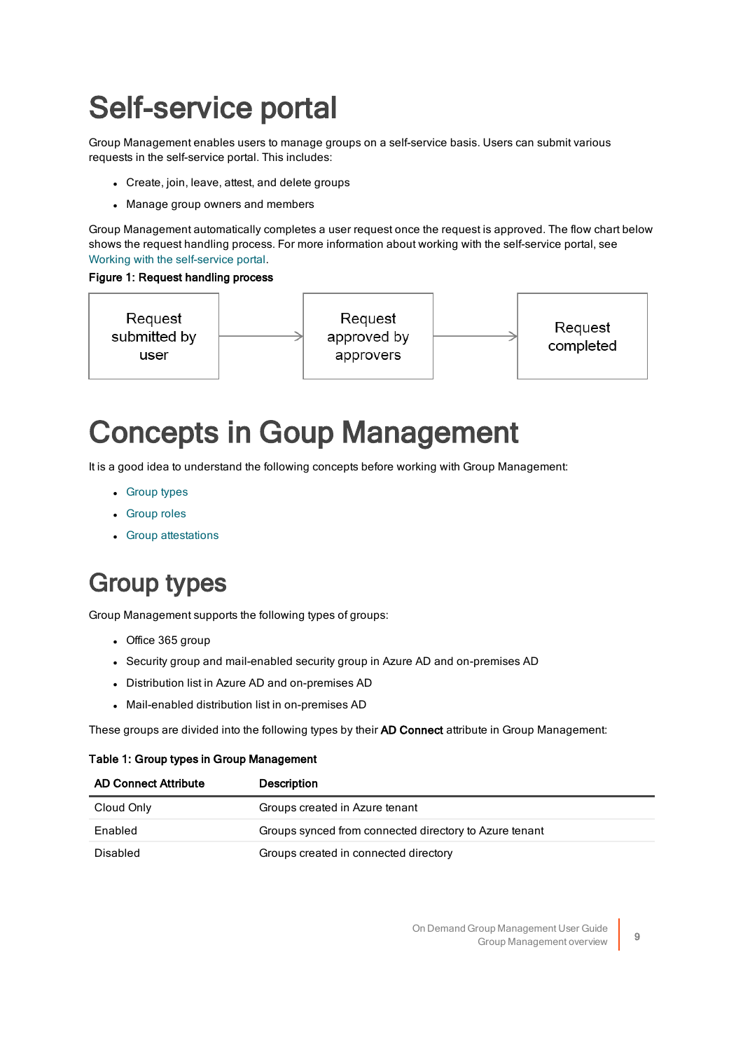# Self-service portal

Group Management enables users to manage groups on a self-service basis. Users can submit various requests in the self-service portal. This includes:

- Create, join, leave, attest, and delete groups
- Manage group owners and members

Group Management automatically completes a user request once the request is approved. The flow chart below shows the request handling process. For more information about working with the self-service portal, see Working with the self-service portal.

**Figure 1: Request handling process**

Request submitted by user → Request approved by approvers → Request completed

# Concepts in Group Management

It is a good idea to understand the following concepts before working with Group Management:

- Group types
- Group roles
- Group attestations

# Group types

Group Management supports the following types of groups:

- Office 365 group
- Security group and mail-enabled security group in Azure AD and on-premises AD
- Distribution list in Azure AD and on-premises AD
- Mail-enabled distribution list in on-premises AD

These groups are divided into the following types by their **AD Connect** attribute in Group Management:

**Table 1: Group types in Group Management**

| AD Connect Attribute | Description |
| --- | --- |
| Cloud Only | Groups created in Azure tenant |
| Enabled | Groups synced from connected directory to Azure tenant |
| Disabled | Groups created in connected directory |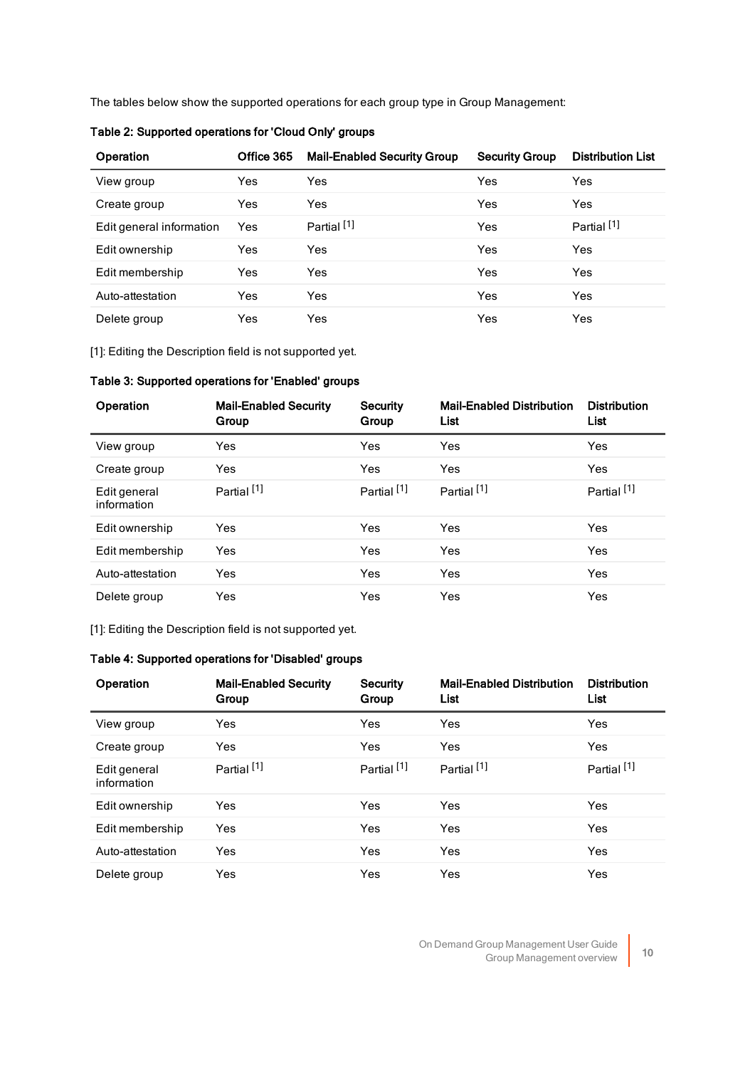The tables below show the supported operations for each group type in Group Management:

**Table 2: Supported operations for 'Cloud Only' groups**

| Operation | Office 365 | Mail-Enabled Security Group | Security Group | Distribution List |
|---|---|---|---|---|
| View group | Yes | Yes | Yes | Yes |
| Create group | Yes | Yes | Yes | Yes |
| Edit general information | Yes | Partial [1] | Yes | Partial [1] |
| Edit ownership | Yes | Yes | Yes | Yes |
| Edit membership | Yes | Yes | Yes | Yes |
| Auto-attestation | Yes | Yes | Yes | Yes |
| Delete group | Yes | Yes | Yes | Yes |

[1]: Editing the Description field is not supported yet.

**Table 3: Supported operations for 'Enabled' groups**

| Operation | Mail-Enabled Security Group | Security Group | Mail-Enabled Distribution List | Distribution List |
|---|---|---|---|---|
| View group | Yes | Yes | Yes | Yes |
| Create group | Yes | Yes | Yes | Yes |
| Edit general information | Partial [1] | Partial [1] | Partial [1] | Partial [1] |
| Edit ownership | Yes | Yes | Yes | Yes |
| Edit membership | Yes | Yes | Yes | Yes |
| Auto-attestation | Yes | Yes | Yes | Yes |
| Delete group | Yes | Yes | Yes | Yes |

[1]: Editing the Description field is not supported yet.

**Table 4: Supported operations for 'Disabled' groups**

| Operation | Mail-Enabled Security Group | Security Group | Mail-Enabled Distribution List | Distribution List |
|---|---|---|---|---|
| View group | Yes | Yes | Yes | Yes |
| Create group | Yes | Yes | Yes | Yes |
| Edit general information | Partial [1] | Partial [1] | Partial [1] | Partial [1] |
| Edit ownership | Yes | Yes | Yes | Yes |
| Edit membership | Yes | Yes | Yes | Yes |
| Auto-attestation | Yes | Yes | Yes | Yes |
| Delete group | Yes | Yes | Yes | Yes |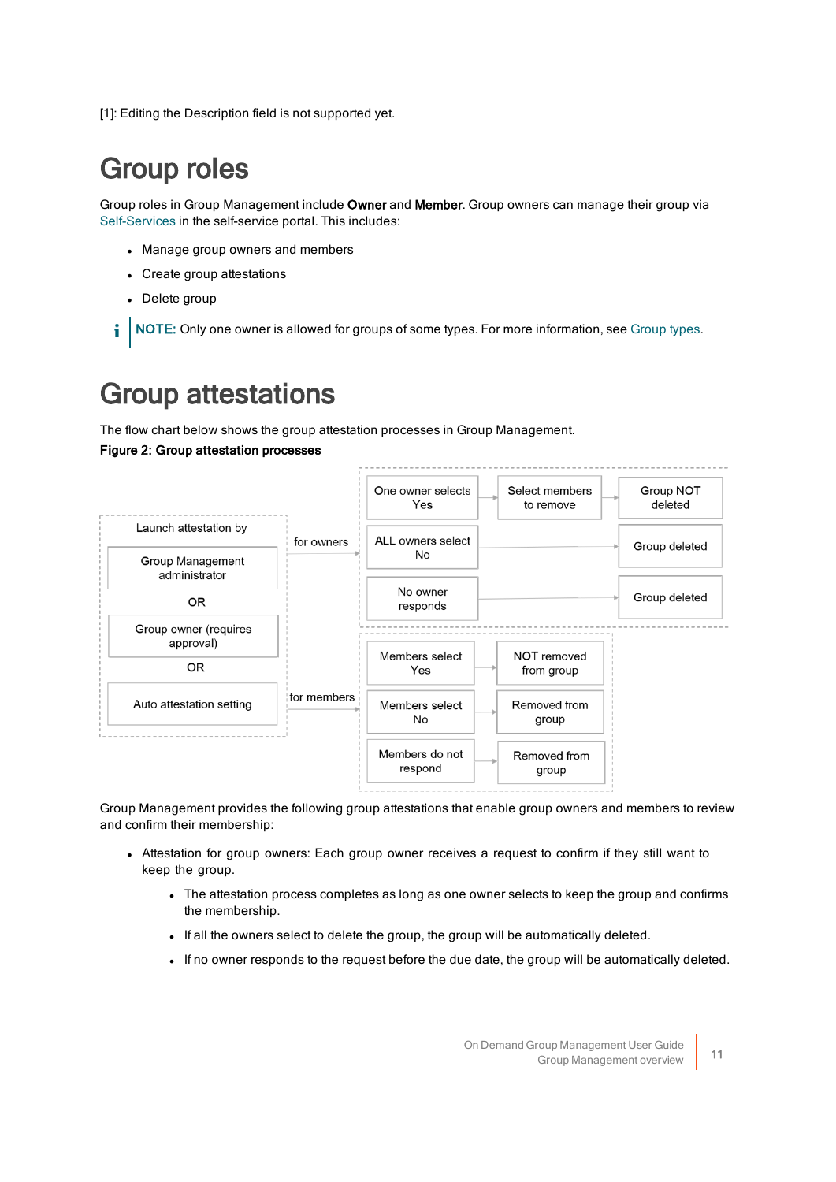[1]: Editing the Description field is not supported yet.

# Group roles

Group roles in Group Management include **Owner** and **Member**. Group owners can manage their group via Self-Services in the self-service portal. This includes:

- Manage group owners and members
- Create group attestations
- Delete group

**NOTE:** Only one owner is allowed for groups of some types. For more information, see Group types.

# Group attestations

The flow chart below shows the group attestation processes in Group Management.

**Figure 2: Group attestation processes**

Launch attestation by

Group Management administrator

OR

Group owner (requires approval)

OR

Auto attestation setting

for owners

One owner selects Yes → Select members to remove → Group NOT deleted

ALL owners select No → Group deleted

No owner responds → Group deleted

for members

Members select Yes → NOT removed from group

Members select No → Removed from group

Members do not respond → Removed from group

Group Management provides the following group attestations that enable group owners and members to review and confirm their membership:

- Attestation for group owners: Each group owner receives a request to confirm if they still want to keep the group.
  - The attestation process completes as long as one owner selects to keep the group and confirms the membership.
  - If all the owners select to delete the group, the group will be automatically deleted.
  - If no owner responds to the request before the due date, the group will be automatically deleted.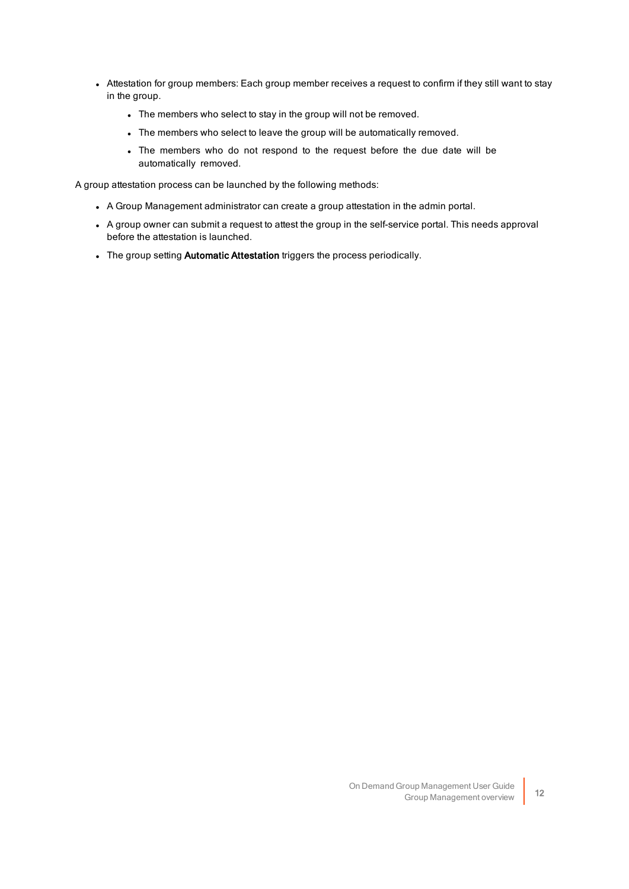- Attestation for group members: Each group member receives a request to confirm if they still want to stay in the group.
  - The members who select to stay in the group will not be removed.
  - The members who select to leave the group will be automatically removed.
  - The members who do not respond to the request before the due date will be automatically removed.

A group attestation process can be launched by the following methods:

- A Group Management administrator can create a group attestation in the admin portal.
- A group owner can submit a request to attest the group in the self-service portal. This needs approval before the attestation is launched.
- The group setting **Automatic Attestation** triggers the process periodically.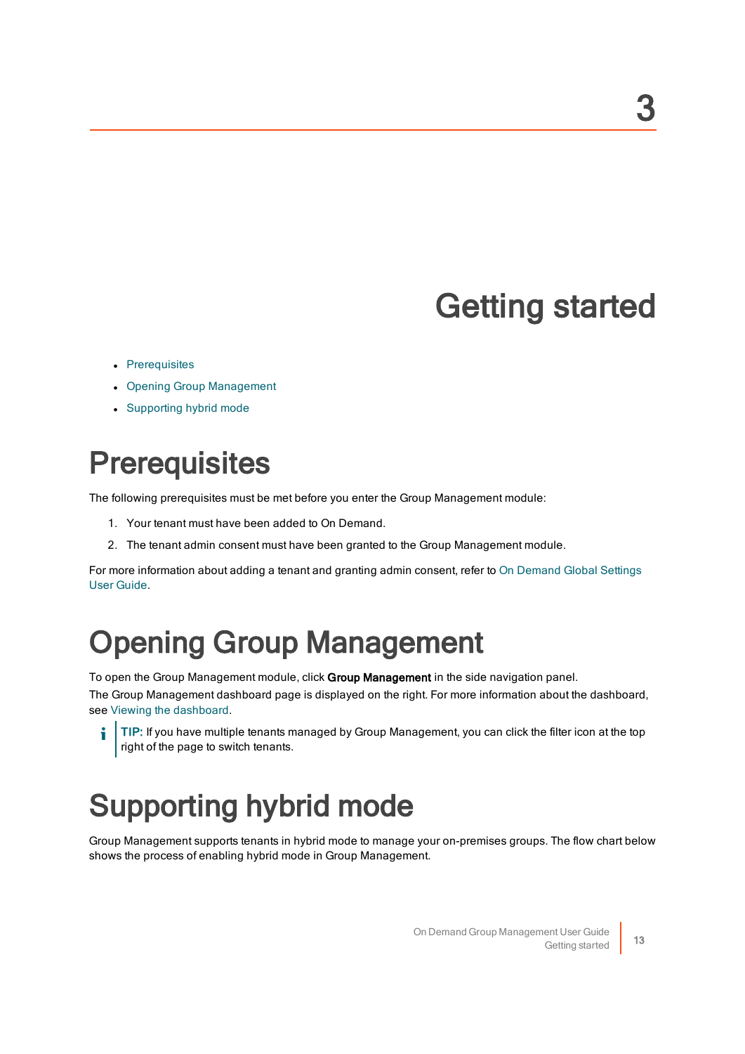# 3

# Getting started

- Prerequisites
- Opening Group Management
- Supporting hybrid mode

## Prerequisites

The following prerequisites must be met before you enter the Group Management module:

1. Your tenant must have been added to On Demand.
2. The tenant admin consent must have been granted to the Group Management module.

For more information about adding a tenant and granting admin consent, refer to On Demand Global Settings User Guide.

## Opening Group Management

To open the Group Management module, click **Group Management** in the side navigation panel.

The Group Management dashboard page is displayed on the right. For more information about the dashboard, see Viewing the dashboard.

> **TIP:** If you have multiple tenants managed by Group Management, you can click the filter icon at the top right of the page to switch tenants.

## Supporting hybrid mode

Group Management supports tenants in hybrid mode to manage your on-premises groups. The flow chart below shows the process of enabling hybrid mode in Group Management.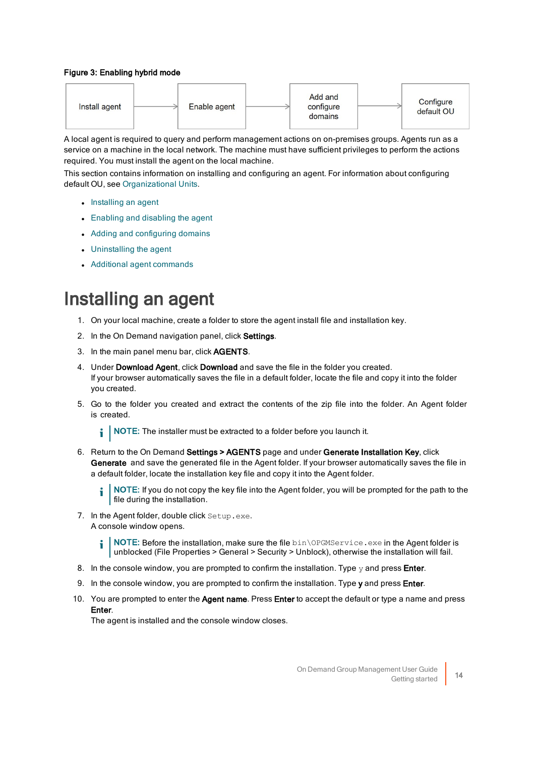**Figure 3: Enabling hybrid mode**

Install agent → Enable agent → Add and configure domains → Configure default OU

A local agent is required to query and perform management actions on on-premises groups. Agents run as a service on a machine in the local network. The machine must have sufficient privileges to perform the actions required. You must install the agent on the local machine.

This section contains information on installing and configuring an agent. For information about configuring default OU, see Organizational Units.

- Installing an agent
- Enabling and disabling the agent
- Adding and configuring domains
- Uninstalling the agent
- Additional agent commands

# Installing an agent

1. On your local machine, create a folder to store the agent install file and installation key.
2. In the On Demand navigation panel, click **Settings**.
3. In the main panel menu bar, click **AGENTS**.
4. Under **Download Agent**, click **Download** and save the file in the folder you created.
   If your browser automatically saves the file in a default folder, locate the file and copy it into the folder you created.
5. Go to the folder you created and extract the contents of the zip file into the folder. An Agent folder is created.

   **NOTE:** The installer must be extracted to a folder before you launch it.

6. Return to the On Demand **Settings > AGENTS** page and under **Generate Installation Key**, click **Generate** and save the generated file in the Agent folder. If your browser automatically saves the file in a default folder, locate the installation key file and copy it into the Agent folder.

   **NOTE:** If you do not copy the key file into the Agent folder, you will be prompted for the path to the file during the installation.

7. In the Agent folder, double click `Setup.exe`.
   A console window opens.

   **NOTE:** Before the installation, make sure the file `bin\OPGMService.exe` in the Agent folder is unblocked (File Properties > General > Security > Unblock), otherwise the installation will fail.

8. In the console window, you are prompted to confirm the installation. Type `y` and press **Enter**.
9. In the console window, you are prompted to confirm the installation. Type **y** and press **Enter**.
10. You are prompted to enter the **Agent name**. Press **Enter** to accept the default or type a name and press **Enter**.
    The agent is installed and the console window closes.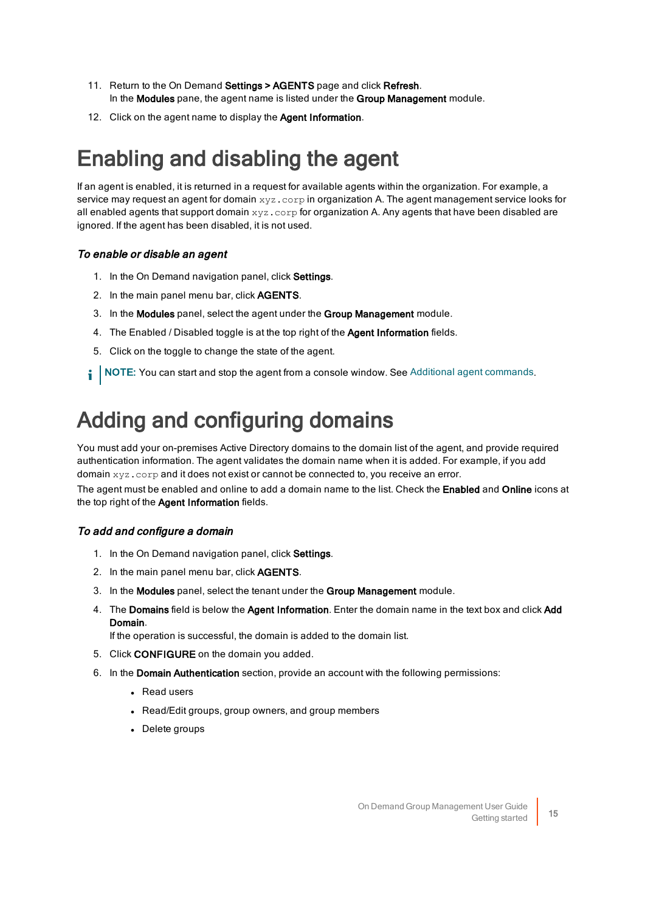11. Return to the On Demand **Settings > AGENTS** page and click **Refresh**.
    In the **Modules** pane, the agent name is listed under the **Group Management** module.
12. Click on the agent name to display the **Agent Information**.

# Enabling and disabling the agent

If an agent is enabled, it is returned in a request for available agents within the organization. For example, a service may request an agent for domain `xyz.corp` in organization A. The agent management service looks for all enabled agents that support domain `xyz.corp` for organization A. Any agents that have been disabled are ignored. If the agent has been disabled, it is not used.

### *To enable or disable an agent*

1. In the On Demand navigation panel, click **Settings**.
2. In the main panel menu bar, click **AGENTS**.
3. In the **Modules** panel, select the agent under the **Group Management** module.
4. The Enabled / Disabled toggle is at the top right of the **Agent Information** fields.
5. Click on the toggle to change the state of the agent.

**NOTE:** You can start and stop the agent from a console window. See Additional agent commands.

# Adding and configuring domains

You must add your on-premises Active Directory domains to the domain list of the agent, and provide required authentication information. The agent validates the domain name when it is added. For example, if you add domain `xyz.corp` and it does not exist or cannot be connected to, you receive an error.

The agent must be enabled and online to add a domain name to the list. Check the **Enabled** and **Online** icons at the top right of the **Agent Information** fields.

### *To add and configure a domain*

1. In the On Demand navigation panel, click **Settings**.
2. In the main panel menu bar, click **AGENTS**.
3. In the **Modules** panel, select the tenant under the **Group Management** module.
4. The **Domains** field is below the **Agent Information**. Enter the domain name in the text box and click **Add Domain**.
   If the operation is successful, the domain is added to the domain list.
5. Click **CONFIGURE** on the domain you added.
6. In the **Domain Authentication** section, provide an account with the following permissions:
   - Read users
   - Read/Edit groups, group owners, and group members
   - Delete groups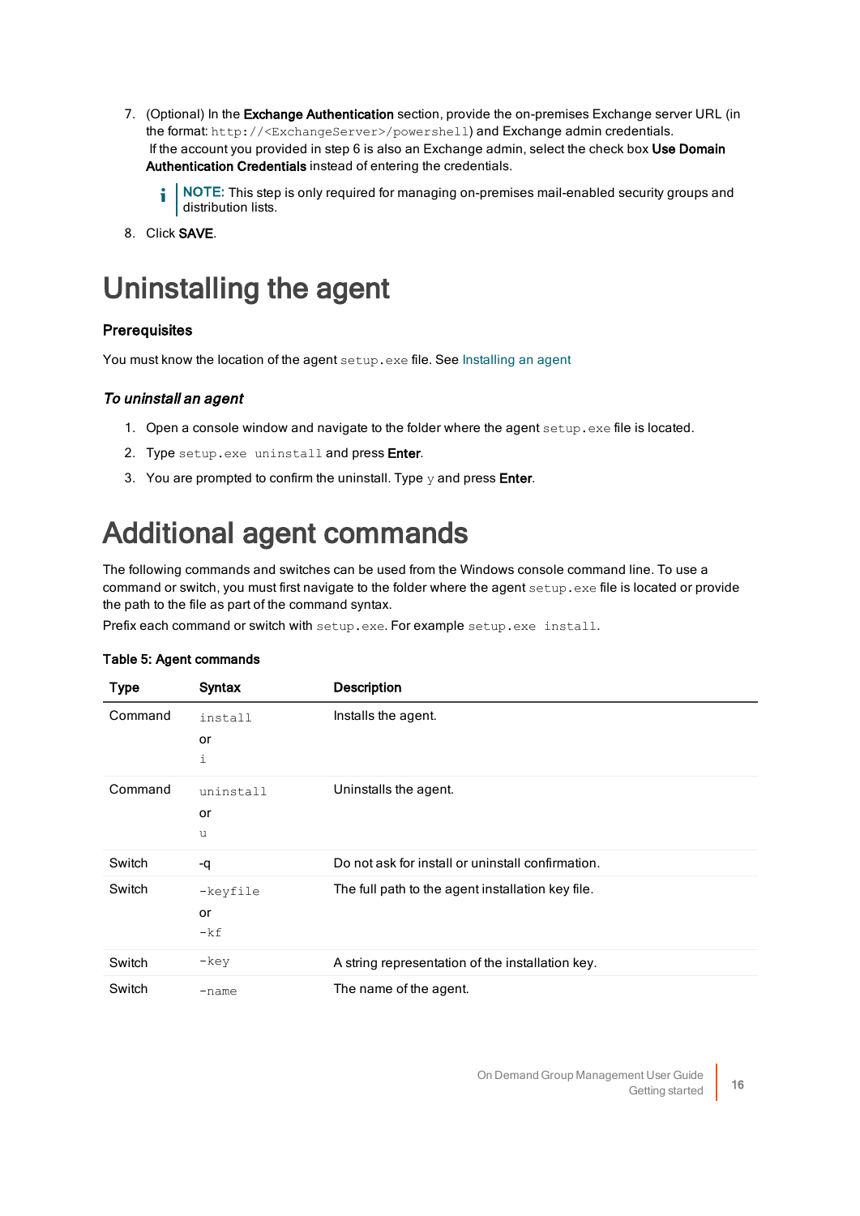7. (Optional) In the **Exchange Authentication** section, provide the on-premises Exchange server URL (in the format: `http://<ExchangeServer>/powershell`) and Exchange admin credentials.
   If the account you provided in step 6 is also an Exchange admin, select the check box **Use Domain Authentication Credentials** instead of entering the credentials.

   > **NOTE:** This step is only required for managing on-premises mail-enabled security groups and distribution lists.

8. Click **SAVE**.

# Uninstalling the agent

### Prerequisites

You must know the location of the agent `setup.exe` file. See Installing an agent

### *To uninstall an agent*

1. Open a console window and navigate to the folder where the agent `setup.exe` file is located.
2. Type `setup.exe uninstall` and press **Enter**.
3. You are prompted to confirm the uninstall. Type `y` and press **Enter**.

# Additional agent commands

The following commands and switches can be used from the Windows console command line. To use a command or switch, you must first navigate to the folder where the agent `setup.exe` file is located or provide the path to the file as part of the command syntax.

Prefix each command or switch with `setup.exe`. For example `setup.exe install`.

**Table 5: Agent commands**

| Type | Syntax | Description |
|---|---|---|
| Command | `install` or `i` | Installs the agent. |
| Command | `uninstall` or `u` | Uninstalls the agent. |
| Switch | -q | Do not ask for install or uninstall confirmation. |
| Switch | `-keyfile` or `-kf` | The full path to the agent installation key file. |
| Switch | `-key` | A string representation of the installation key. |
| Switch | `-name` | The name of the agent. |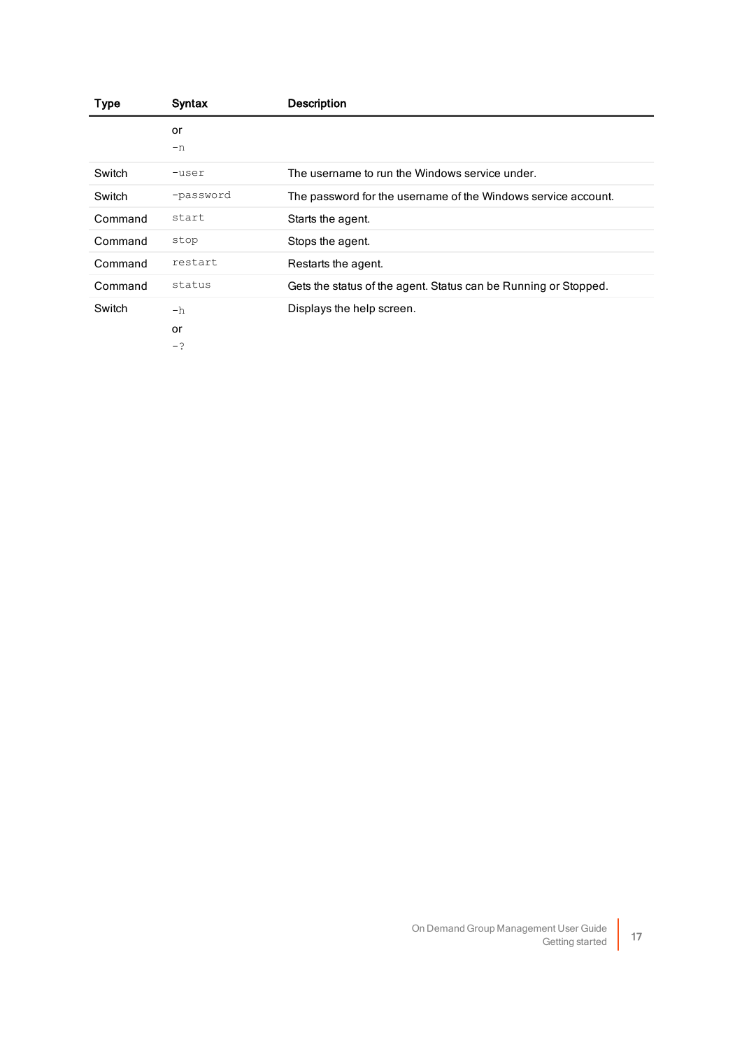| Type | Syntax | Description |
|---|---|---|
| | or<br>`-n` | |
| Switch | `-user` | The username to run the Windows service under. |
| Switch | `-password` | The password for the username of the Windows service account. |
| Command | `start` | Starts the agent. |
| Command | `stop` | Stops the agent. |
| Command | `restart` | Restarts the agent. |
| Command | `status` | Gets the status of the agent. Status can be Running or Stopped. |
| Switch | `-h`<br>or<br>`-?` | Displays the help screen. |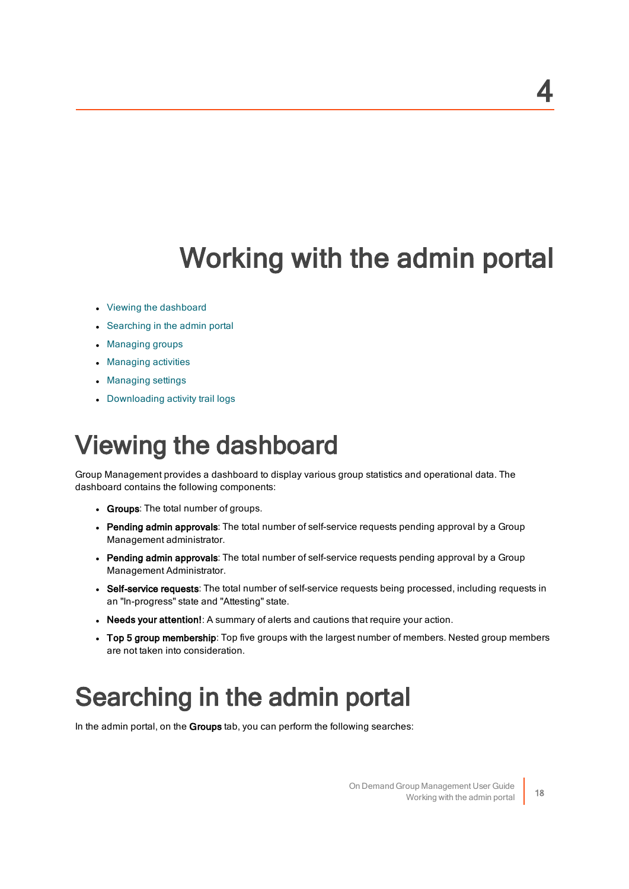4

# Working with the admin portal

- Viewing the dashboard
- Searching in the admin portal
- Managing groups
- Managing activities
- Managing settings
- Downloading activity trail logs

## Viewing the dashboard

Group Management provides a dashboard to display various group statistics and operational data. The dashboard contains the following components:

- **Groups**: The total number of groups.
- **Pending admin approvals**: The total number of self-service requests pending approval by a Group Management administrator.
- **Pending admin approvals**: The total number of self-service requests pending approval by a Group Management Administrator.
- **Self-service requests**: The total number of self-service requests being processed, including requests in an "In-progress" state and "Attesting" state.
- **Needs your attention!**: A summary of alerts and cautions that require your action.
- **Top 5 group membership**: Top five groups with the largest number of members. Nested group members are not taken into consideration.

## Searching in the admin portal

In the admin portal, on the **Groups** tab, you can perform the following searches: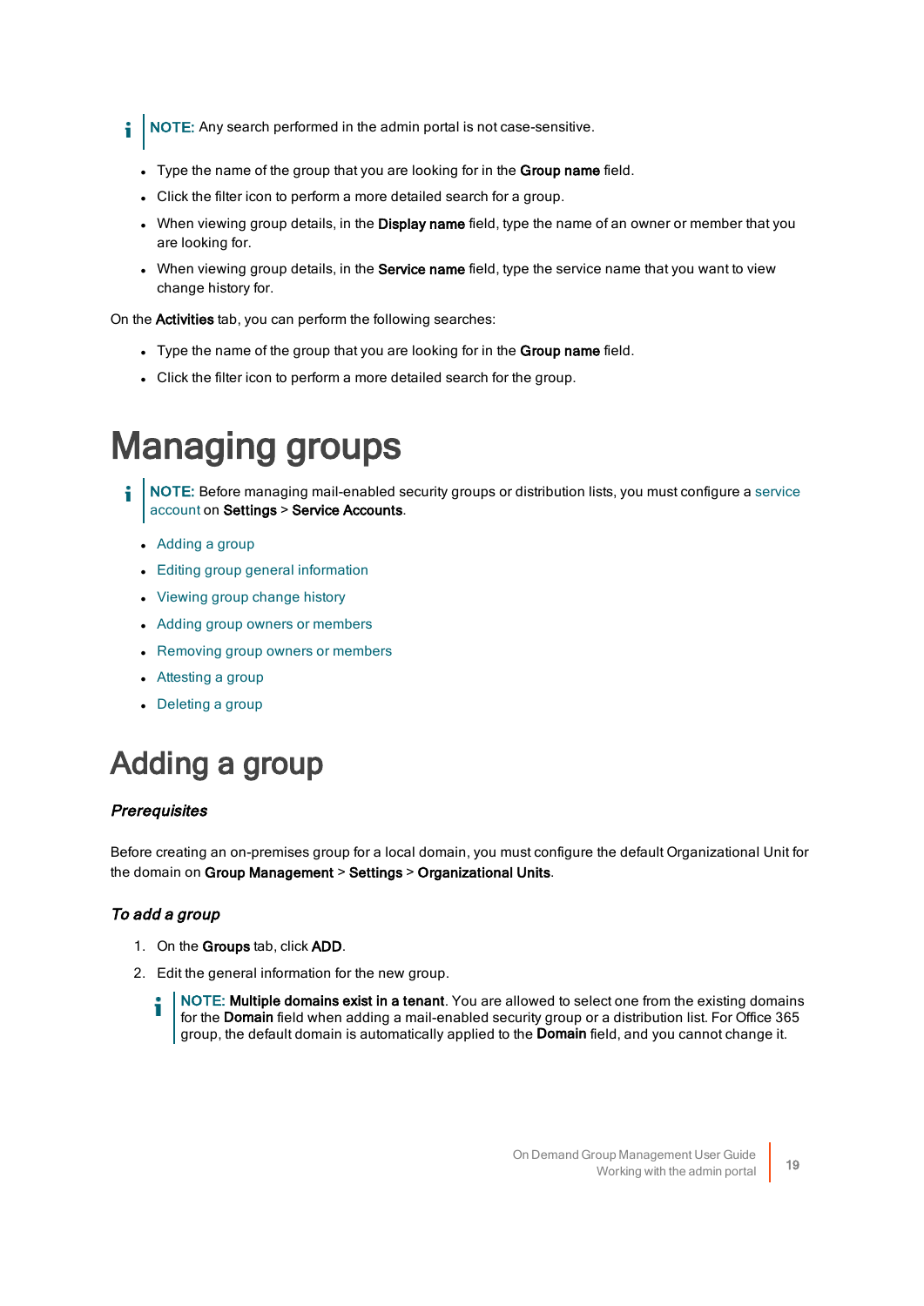**NOTE:** Any search performed in the admin portal is not case-sensitive.

- Type the name of the group that you are looking for in the **Group name** field.
- Click the filter icon to perform a more detailed search for a group.
- When viewing group details, in the **Display name** field, type the name of an owner or member that you are looking for.
- When viewing group details, in the **Service name** field, type the service name that you want to view change history for.

On the **Activities** tab, you can perform the following searches:

- Type the name of the group that you are looking for in the **Group name** field.
- Click the filter icon to perform a more detailed search for the group.

# Managing groups

**NOTE:** Before managing mail-enabled security groups or distribution lists, you must configure a service account on **Settings** > **Service Accounts**.

- Adding a group
- Editing group general information
- Viewing group change history
- Adding group owners or members
- Removing group owners or members
- Attesting a group
- Deleting a group

# Adding a group

***Prerequisites***

Before creating an on-premises group for a local domain, you must configure the default Organizational Unit for the domain on **Group Management** > **Settings** > **Organizational Units**.

### *To add a group*

1. On the **Groups** tab, click **ADD**.
2. Edit the general information for the new group.

   **NOTE: Multiple domains exist in a tenant**. You are allowed to select one from the existing domains for the **Domain** field when adding a mail-enabled security group or a distribution list. For Office 365 group, the default domain is automatically applied to the **Domain** field, and you cannot change it.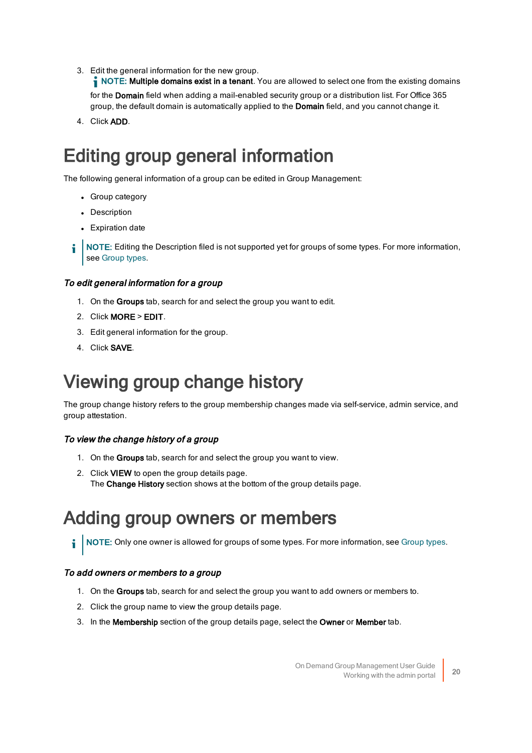3. Edit the general information for the new group.

   **NOTE: Multiple domains exist in a tenant**. You are allowed to select one from the existing domains for the **Domain** field when adding a mail-enabled security group or a distribution list. For Office 365 group, the default domain is automatically applied to the **Domain** field, and you cannot change it.

4. Click **ADD**.

# Editing group general information

The following general information of a group can be edited in Group Management:

- Group category
- Description
- Expiration date

NOTE: Editing the Description filed is not supported yet for groups of some types. For more information, see Group types.

### *To edit general information for a group*

1. On the **Groups** tab, search for and select the group you want to edit.
2. Click **MORE** > **EDIT**.
3. Edit general information for the group.
4. Click **SAVE**.

# Viewing group change history

The group change history refers to the group membership changes made via self-service, admin service, and group attestation.

### *To view the change history of a group*

1. On the **Groups** tab, search for and select the group you want to view.
2. Click **VIEW** to open the group details page.
   The **Change History** section shows at the bottom of the group details page.

# Adding group owners or members

NOTE: Only one owner is allowed for groups of some types. For more information, see Group types.

### *To add owners or members to a group*

1. On the **Groups** tab, search for and select the group you want to add owners or members to.
2. Click the group name to view the group details page.
3. In the **Membership** section of the group details page, select the **Owner** or **Member** tab.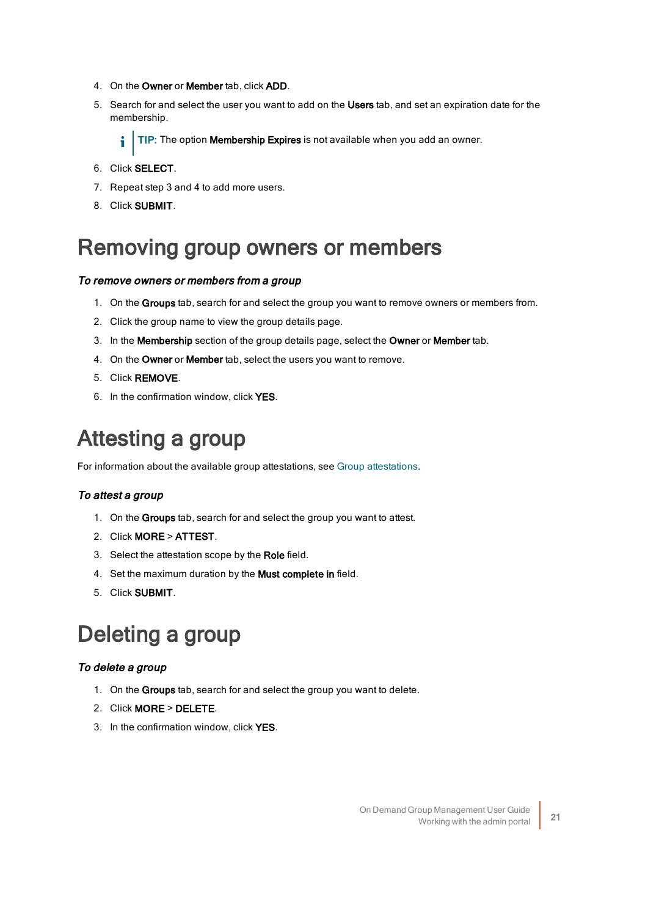4. On the **Owner** or **Member** tab, click **ADD**.
5. Search for and select the user you want to add on the **Users** tab, and set an expiration date for the membership.

   > **TIP:** The option **Membership Expires** is not available when you add an owner.

6. Click **SELECT**.
7. Repeat step 3 and 4 to add more users.
8. Click **SUBMIT**.

# Removing group owners or members

### *To remove owners or members from a group*

1. On the **Groups** tab, search for and select the group you want to remove owners or members from.
2. Click the group name to view the group details page.
3. In the **Membership** section of the group details page, select the **Owner** or **Member** tab.
4. On the **Owner** or **Member** tab, select the users you want to remove.
5. Click **REMOVE**.
6. In the confirmation window, click **YES**.

# Attesting a group

For information about the available group attestations, see Group attestations.

### *To attest a group*

1. On the **Groups** tab, search for and select the group you want to attest.
2. Click **MORE** > **ATTEST**.
3. Select the attestation scope by the **Role** field.
4. Set the maximum duration by the **Must complete in** field.
5. Click **SUBMIT**.

# Deleting a group

### *To delete a group*

1. On the **Groups** tab, search for and select the group you want to delete.
2. Click **MORE** > **DELETE**.
3. In the confirmation window, click **YES**.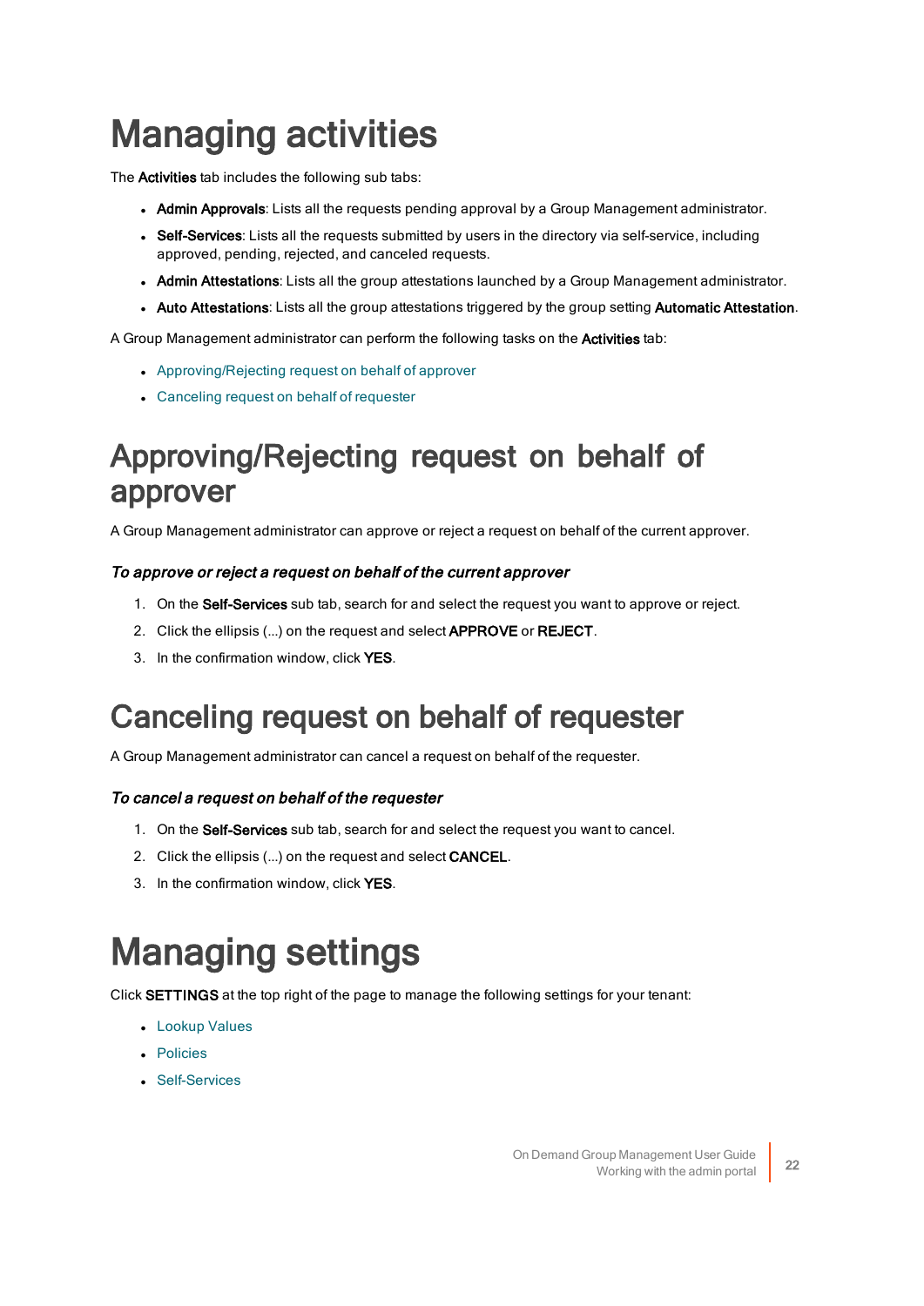# Managing activities

The **Activities** tab includes the following sub tabs:

- **Admin Approvals**: Lists all the requests pending approval by a Group Management administrator.
- **Self-Services**: Lists all the requests submitted by users in the directory via self-service, including approved, pending, rejected, and canceled requests.
- **Admin Attestations**: Lists all the group attestations launched by a Group Management administrator.
- **Auto Attestations**: Lists all the group attestations triggered by the group setting **Automatic Attestation**.

A Group Management administrator can perform the following tasks on the **Activities** tab:

- Approving/Rejecting request on behalf of approver
- Canceling request on behalf of requester

## Approving/Rejecting request on behalf of approver

A Group Management administrator can approve or reject a request on behalf of the current approver.

#### *To approve or reject a request on behalf of the current approver*

1. On the **Self-Services** sub tab, search for and select the request you want to approve or reject.
2. Click the ellipsis (...) on the request and select **APPROVE** or **REJECT**.
3. In the confirmation window, click **YES**.

## Canceling request on behalf of requester

A Group Management administrator can cancel a request on behalf of the requester.

#### *To cancel a request on behalf of the requester*

1. On the **Self-Services** sub tab, search for and select the request you want to cancel.
2. Click the ellipsis (...) on the request and select **CANCEL**.
3. In the confirmation window, click **YES**.

# Managing settings

Click **SETTINGS** at the top right of the page to manage the following settings for your tenant:

- Lookup Values
- Policies
- Self-Services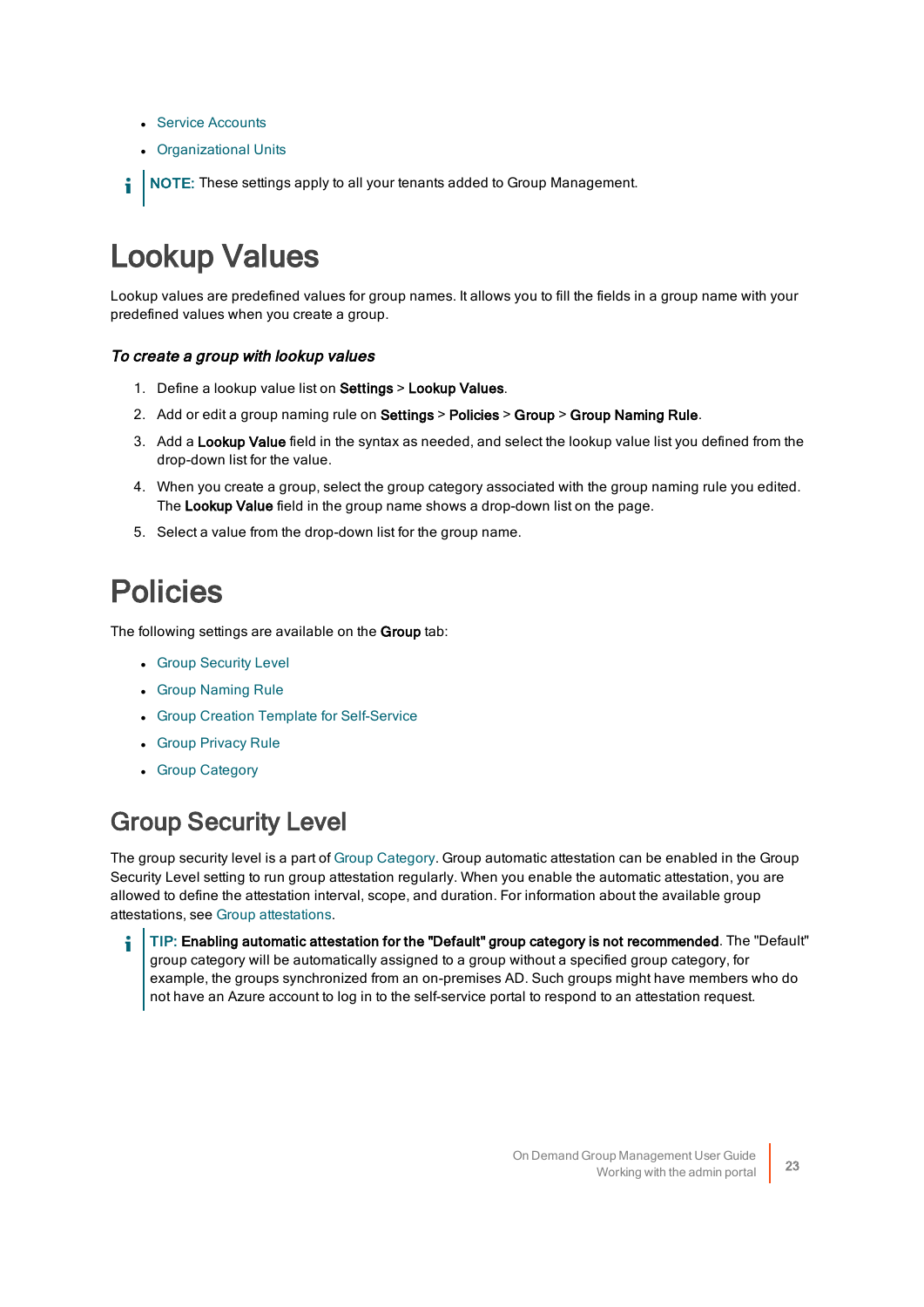- Service Accounts
- Organizational Units

**NOTE:** These settings apply to all your tenants added to Group Management.

# Lookup Values

Lookup values are predefined values for group names. It allows you to fill the fields in a group name with your predefined values when you create a group.

### *To create a group with lookup values*

1. Define a lookup value list on **Settings** > **Lookup Values**.
2. Add or edit a group naming rule on **Settings** > **Policies** > **Group** > **Group Naming Rule**.
3. Add a **Lookup Value** field in the syntax as needed, and select the lookup value list you defined from the drop-down list for the value.
4. When you create a group, select the group category associated with the group naming rule you edited. The **Lookup Value** field in the group name shows a drop-down list on the page.
5. Select a value from the drop-down list for the group name.

# Policies

The following settings are available on the **Group** tab:

- Group Security Level
- Group Naming Rule
- Group Creation Template for Self-Service
- Group Privacy Rule
- Group Category

## Group Security Level

The group security level is a part of Group Category. Group automatic attestation can be enabled in the Group Security Level setting to run group attestation regularly. When you enable the automatic attestation, you are allowed to define the attestation interval, scope, and duration. For information about the available group attestations, see Group attestations.

**TIP: Enabling automatic attestation for the "Default" group category is not recommended**. The "Default" group category will be automatically assigned to a group without a specified group category, for example, the groups synchronized from an on-premises AD. Such groups might have members who do not have an Azure account to log in to the self-service portal to respond to an attestation request.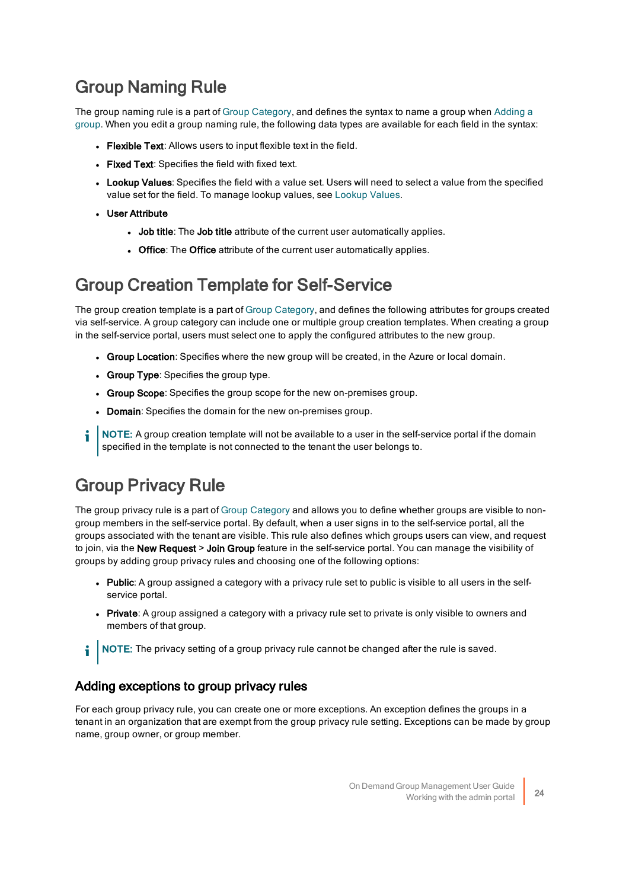# Group Naming Rule

The group naming rule is a part of Group Category, and defines the syntax to name a group when Adding a group. When you edit a group naming rule, the following data types are available for each field in the syntax:

- **Flexible Text**: Allows users to input flexible text in the field.
- **Fixed Text**: Specifies the field with fixed text.
- **Lookup Values**: Specifies the field with a value set. Users will need to select a value from the specified value set for the field. To manage lookup values, see Lookup Values.
- **User Attribute**
  - **Job title**: The **Job title** attribute of the current user automatically applies.
  - **Office**: The **Office** attribute of the current user automatically applies.

# Group Creation Template for Self-Service

The group creation template is a part of Group Category, and defines the following attributes for groups created via self-service. A group category can include one or multiple group creation templates. When creating a group in the self-service portal, users must select one to apply the configured attributes to the new group.

- **Group Location**: Specifies where the new group will be created, in the Azure or local domain.
- **Group Type**: Specifies the group type.
- **Group Scope**: Specifies the group scope for the new on-premises group.
- **Domain**: Specifies the domain for the new on-premises group.

**NOTE:** A group creation template will not be available to a user in the self-service portal if the domain specified in the template is not connected to the tenant the user belongs to.

# Group Privacy Rule

The group privacy rule is a part of Group Category and allows you to define whether groups are visible to non-group members in the self-service portal. By default, when a user signs in to the self-service portal, all the groups associated with the tenant are visible. This rule also defines which groups users can view, and request to join, via the **New Request** > **Join Group** feature in the self-service portal. You can manage the visibility of groups by adding group privacy rules and choosing one of the following options:

- **Public**: A group assigned a category with a privacy rule set to public is visible to all users in the self-service portal.
- **Private**: A group assigned a category with a privacy rule set to private is only visible to owners and members of that group.

**NOTE:** The privacy setting of a group privacy rule cannot be changed after the rule is saved.

## Adding exceptions to group privacy rules

For each group privacy rule, you can create one or more exceptions. An exception defines the groups in a tenant in an organization that are exempt from the group privacy rule setting. Exceptions can be made by group name, group owner, or group member.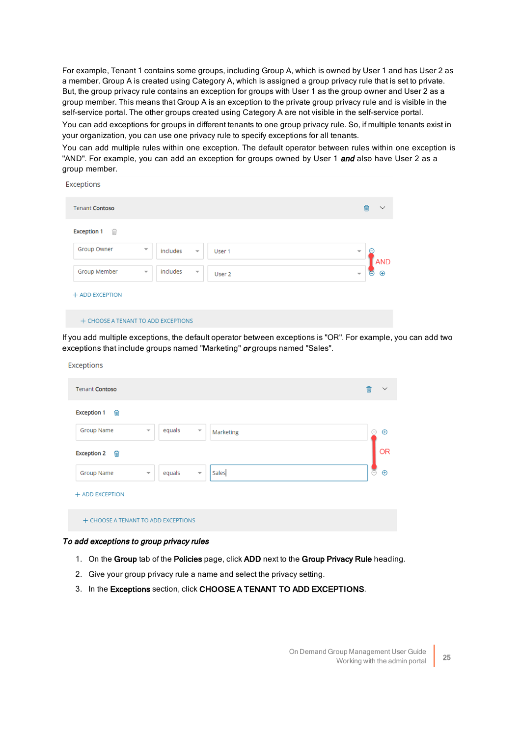For example, Tenant 1 contains some groups, including Group A, which is owned by User 1 and has User 2 as a member. Group A is created using Category A, which is assigned a group privacy rule that is set to private. But, the group privacy rule contains an exception for groups with User 1 as the group owner and User 2 as a group member. This means that Group A is an exception to the private group privacy rule and is visible in the self-service portal. The other groups created using Category A are not visible in the self-service portal.

You can add exceptions for groups in different tenants to one group privacy rule. So, if multiple tenants exist in your organization, you can use one privacy rule to specify exceptions for all tenants.

You can add multiple rules within one exception. The default operator between rules within one exception is "AND". For example, you can add an exception for groups owned by User 1 ***and*** also have User 2 as a group member.

If you add multiple exceptions, the default operator between exceptions is "OR". For example, you can add two exceptions that include groups named "Marketing" ***or*** groups named "Sales".

***To add exceptions to group privacy rules***

1. On the **Group** tab of the **Policies** page, click **ADD** next to the **Group Privacy Rule** heading.
2. Give your group privacy rule a name and select the privacy setting.
3. In the **Exceptions** section, click **CHOOSE A TENANT TO ADD EXCEPTIONS**.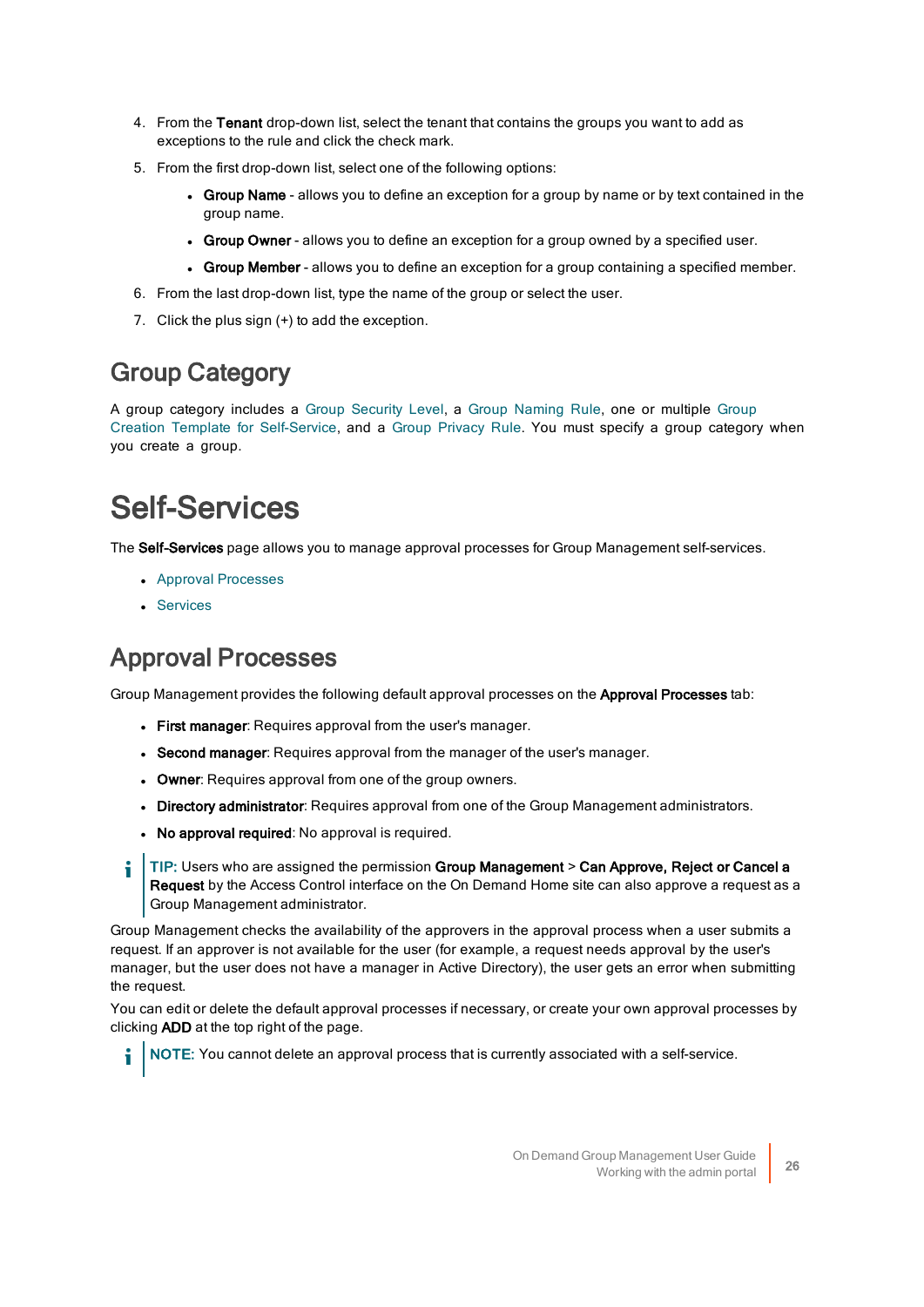4. From the **Tenant** drop-down list, select the tenant that contains the groups you want to add as exceptions to the rule and click the check mark.
5. From the first drop-down list, select one of the following options:
   - **Group Name** - allows you to define an exception for a group by name or by text contained in the group name.
   - **Group Owner** - allows you to define an exception for a group owned by a specified user.
   - **Group Member** - allows you to define an exception for a group containing a specified member.
6. From the last drop-down list, type the name of the group or select the user.
7. Click the plus sign (+) to add the exception.

## Group Category

A group category includes a Group Security Level, a Group Naming Rule, one or multiple Group Creation Template for Self-Service, and a Group Privacy Rule. You must specify a group category when you create a group.

# Self-Services

The **Self-Services** page allows you to manage approval processes for Group Management self-services.

- Approval Processes
- Services

## Approval Processes

Group Management provides the following default approval processes on the **Approval Processes** tab:

- **First manager**: Requires approval from the user's manager.
- **Second manager**: Requires approval from the manager of the user's manager.
- **Owner**: Requires approval from one of the group owners.
- **Directory administrator**: Requires approval from one of the Group Management administrators.
- **No approval required**: No approval is required.

TIP: Users who are assigned the permission **Group Management** > **Can Approve, Reject or Cancel a Request** by the Access Control interface on the On Demand Home site can also approve a request as a Group Management administrator.

Group Management checks the availability of the approvers in the approval process when a user submits a request. If an approver is not available for the user (for example, a request needs approval by the user's manager, but the user does not have a manager in Active Directory), the user gets an error when submitting the request.

You can edit or delete the default approval processes if necessary, or create your own approval processes by clicking **ADD** at the top right of the page.

NOTE: You cannot delete an approval process that is currently associated with a self-service.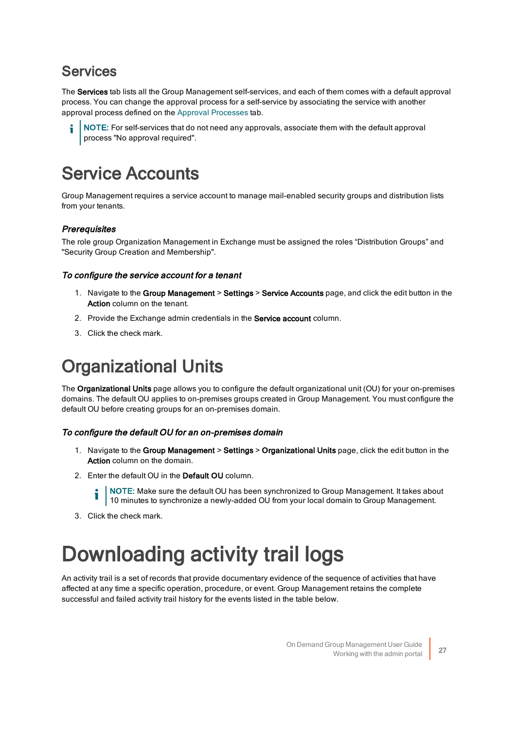## Services

The **Services** tab lists all the Group Management self-services, and each of them comes with a default approval process. You can change the approval process for a self-service by associating the service with another approval process defined on the Approval Processes tab.

> NOTE: For self-services that do not need any approvals, associate them with the default approval process "No approval required".

# Service Accounts

Group Management requires a service account to manage mail-enabled security groups and distribution lists from your tenants.

### *Prerequisites*

The role group Organization Management in Exchange must be assigned the roles “Distribution Groups” and "Security Group Creation and Membership".

### *To configure the service account for a tenant*

1. Navigate to the **Group Management** > **Settings** > **Service Accounts** page, and click the edit button in the **Action** column on the tenant.
2. Provide the Exchange admin credentials in the **Service account** column.
3. Click the check mark.

# Organizational Units

The **Organizational Units** page allows you to configure the default organizational unit (OU) for your on-premises domains. The default OU applies to on-premises groups created in Group Management. You must configure the default OU before creating groups for an on-premises domain.

### *To configure the default OU for an on-premises domain*

1. Navigate to the **Group Management** > **Settings** > **Organizational Units** page, click the edit button in the **Action** column on the domain.
2. Enter the default OU in the **Default OU** column.

   > NOTE: Make sure the default OU has been synchronized to Group Management. It takes about 10 minutes to synchronize a newly-added OU from your local domain to Group Management.

3. Click the check mark.

# Downloading activity trail logs

An activity trail is a set of records that provide documentary evidence of the sequence of activities that have affected at any time a specific operation, procedure, or event. Group Management retains the complete successful and failed activity trail history for the events listed in the table below.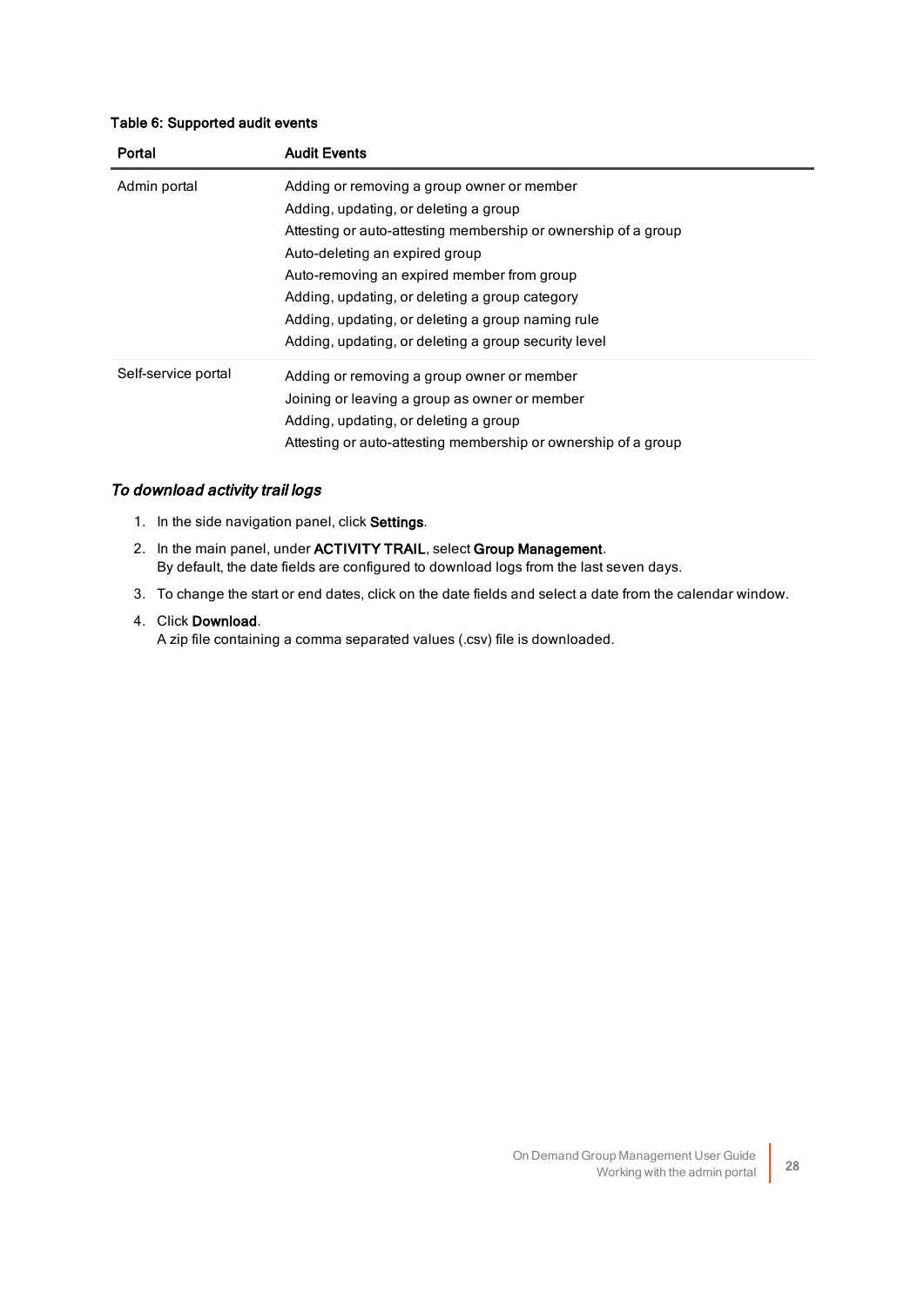**Table 6: Supported audit events**

| Portal | Audit Events |
| --- | --- |
| Admin portal | Adding or removing a group owner or member<br>Adding, updating, or deleting a group<br>Attesting or auto-attesting membership or ownership of a group<br>Auto-deleting an expired group<br>Auto-removing an expired member from group<br>Adding, updating, or deleting a group category<br>Adding, updating, or deleting a group naming rule<br>Adding, updating, or deleting a group security level |
| Self-service portal | Adding or removing a group owner or member<br>Joining or leaving a group as owner or member<br>Adding, updating, or deleting a group<br>Attesting or auto-attesting membership or ownership of a group |

### *To download activity trail logs*

1. In the side navigation panel, click **Settings**.
2. In the main panel, under **ACTIVITY TRAIL**, select **Group Management**.
   By default, the date fields are configured to download logs from the last seven days.
3. To change the start or end dates, click on the date fields and select a date from the calendar window.
4. Click **Download**.
   A zip file containing a comma separated values (.csv) file is downloaded.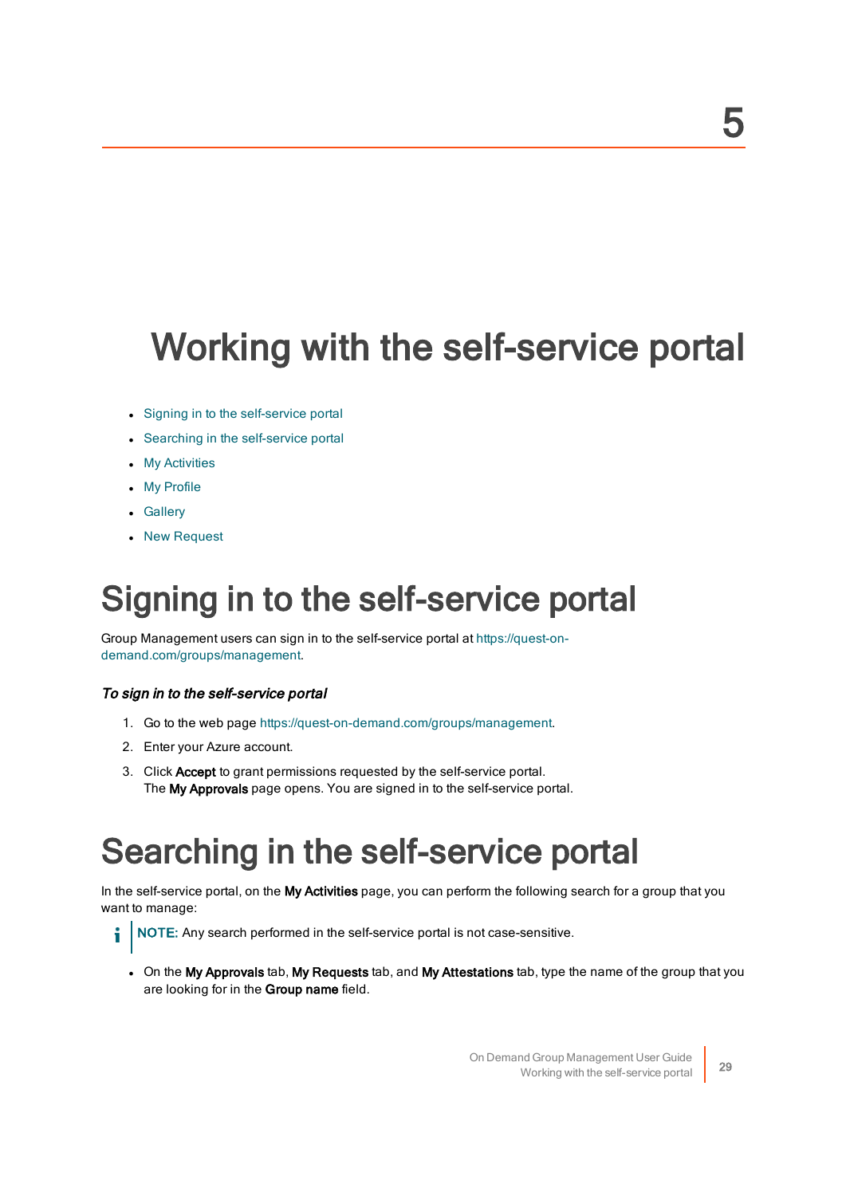# 5 Working with the self-service portal

- Signing in to the self-service portal
- Searching in the self-service portal
- My Activities
- My Profile
- Gallery
- New Request

## Signing in to the self-service portal

Group Management users can sign in to the self-service portal at https://quest-on-demand.com/groups/management.

### *To sign in to the self-service portal*

1. Go to the web page https://quest-on-demand.com/groups/management.
2. Enter your Azure account.
3. Click **Accept** to grant permissions requested by the self-service portal.
   The **My Approvals** page opens. You are signed in to the self-service portal.

## Searching in the self-service portal

In the self-service portal, on the **My Activities** page, you can perform the following search for a group that you want to manage:

> **NOTE:** Any search performed in the self-service portal is not case-sensitive.

- On the **My Approvals** tab, **My Requests** tab, and **My Attestations** tab, type the name of the group that you are looking for in the **Group name** field.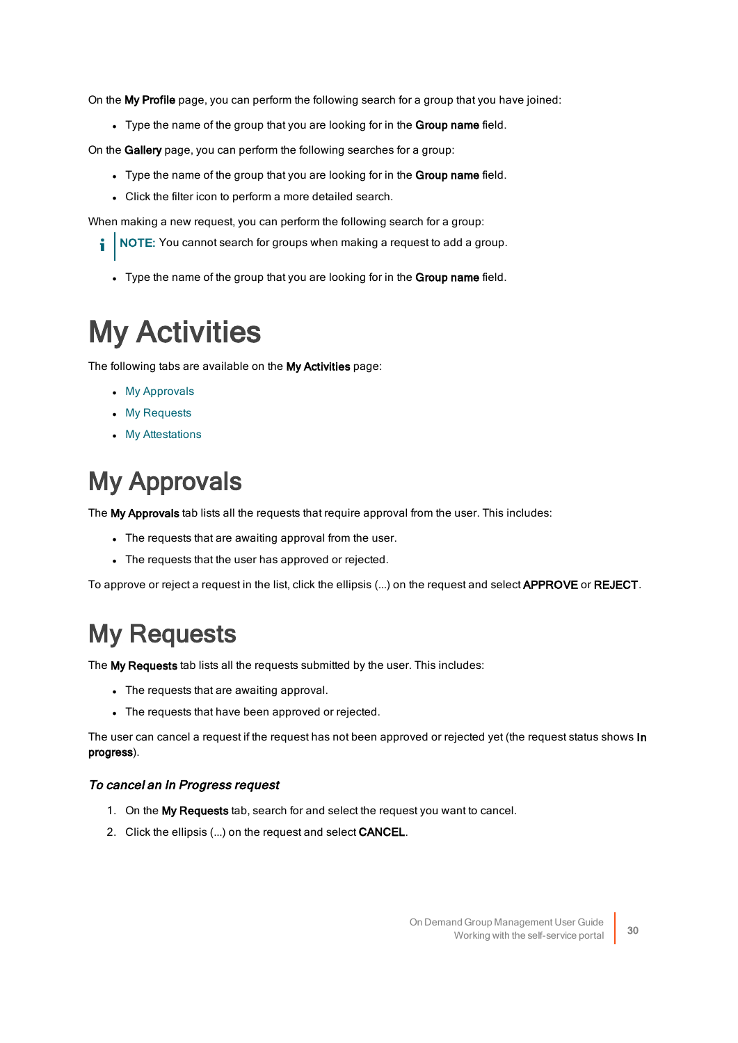On the **My Profile** page, you can perform the following search for a group that you have joined:

- Type the name of the group that you are looking for in the **Group name** field.

On the **Gallery** page, you can perform the following searches for a group:

- Type the name of the group that you are looking for in the **Group name** field.
- Click the filter icon to perform a more detailed search.

When making a new request, you can perform the following search for a group:

> **NOTE:** You cannot search for groups when making a request to add a group.

- Type the name of the group that you are looking for in the **Group name** field.

# My Activities

The following tabs are available on the **My Activities** page:

- My Approvals
- My Requests
- My Attestations

# My Approvals

The **My Approvals** tab lists all the requests that require approval from the user. This includes:

- The requests that are awaiting approval from the user.
- The requests that the user has approved or rejected.

To approve or reject a request in the list, click the ellipsis (...) on the request and select **APPROVE** or **REJECT**.

# My Requests

The **My Requests** tab lists all the requests submitted by the user. This includes:

- The requests that are awaiting approval.
- The requests that have been approved or rejected.

The user can cancel a request if the request has not been approved or rejected yet (the request status shows **In progress**).

### *To cancel an In Progress request*

1. On the **My Requests** tab, search for and select the request you want to cancel.
2. Click the ellipsis (...) on the request and select **CANCEL**.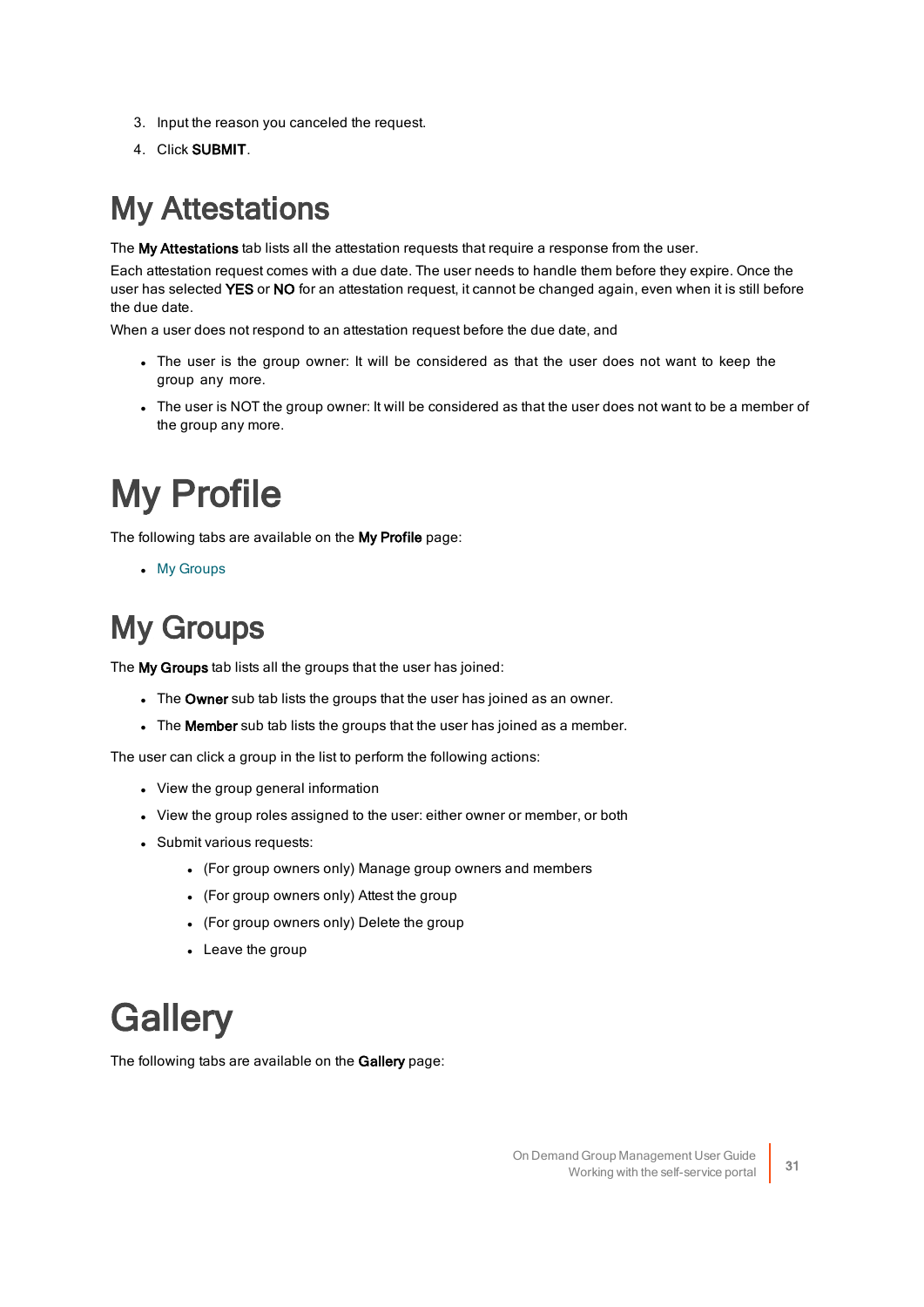3. Input the reason you canceled the request.
4. Click **SUBMIT**.

# My Attestations

The **My Attestations** tab lists all the attestation requests that require a response from the user.

Each attestation request comes with a due date. The user needs to handle them before they expire. Once the user has selected **YES** or **NO** for an attestation request, it cannot be changed again, even when it is still before the due date.

When a user does not respond to an attestation request before the due date, and

- The user is the group owner: It will be considered as that the user does not want to keep the group any more.
- The user is NOT the group owner: It will be considered as that the user does not want to be a member of the group any more.

# My Profile

The following tabs are available on the **My Profile** page:

- My Groups

# My Groups

The **My Groups** tab lists all the groups that the user has joined:

- The **Owner** sub tab lists the groups that the user has joined as an owner.
- The **Member** sub tab lists the groups that the user has joined as a member.

The user can click a group in the list to perform the following actions:

- View the group general information
- View the group roles assigned to the user: either owner or member, or both
- Submit various requests:
  - (For group owners only) Manage group owners and members
  - (For group owners only) Attest the group
  - (For group owners only) Delete the group
  - Leave the group

# Gallery

The following tabs are available on the **Gallery** page: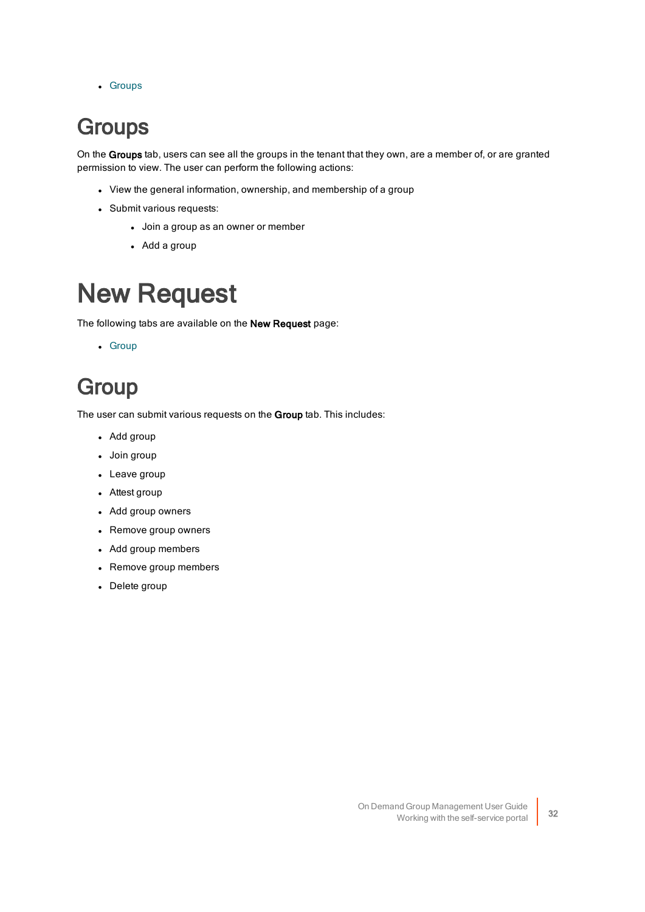- Groups

# Groups

On the **Groups** tab, users can see all the groups in the tenant that they own, are a member of, or are granted permission to view. The user can perform the following actions:

- View the general information, ownership, and membership of a group
- Submit various requests:
  - Join a group as an owner or member
  - Add a group

# New Request

The following tabs are available on the **New Request** page:

- Group

# Group

The user can submit various requests on the **Group** tab. This includes:

- Add group
- Join group
- Leave group
- Attest group
- Add group owners
- Remove group owners
- Add group members
- Remove group members
- Delete group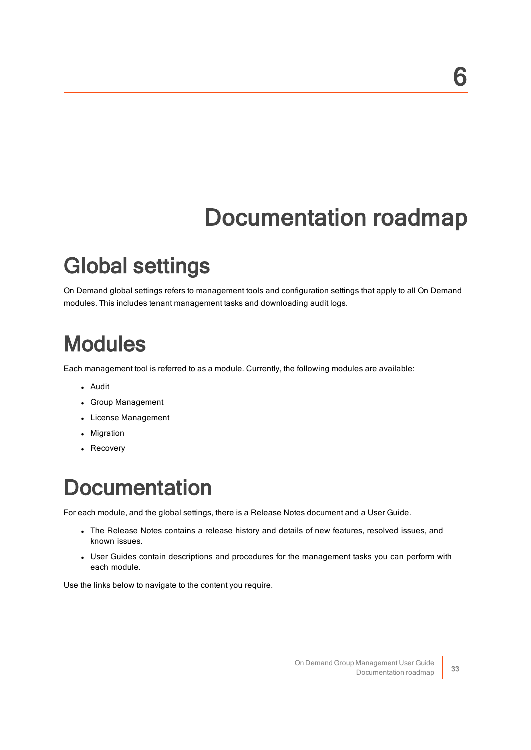# 6 Documentation roadmap

## Global settings

On Demand global settings refers to management tools and configuration settings that apply to all On Demand modules. This includes tenant management tasks and downloading audit logs.

## Modules

Each management tool is referred to as a module. Currently, the following modules are available:

- Audit
- Group Management
- License Management
- Migration
- Recovery

## Documentation

For each module, and the global settings, there is a Release Notes document and a User Guide.

- The Release Notes contains a release history and details of new features, resolved issues, and known issues.
- User Guides contain descriptions and procedures for the management tasks you can perform with each module.

Use the links below to navigate to the content you require.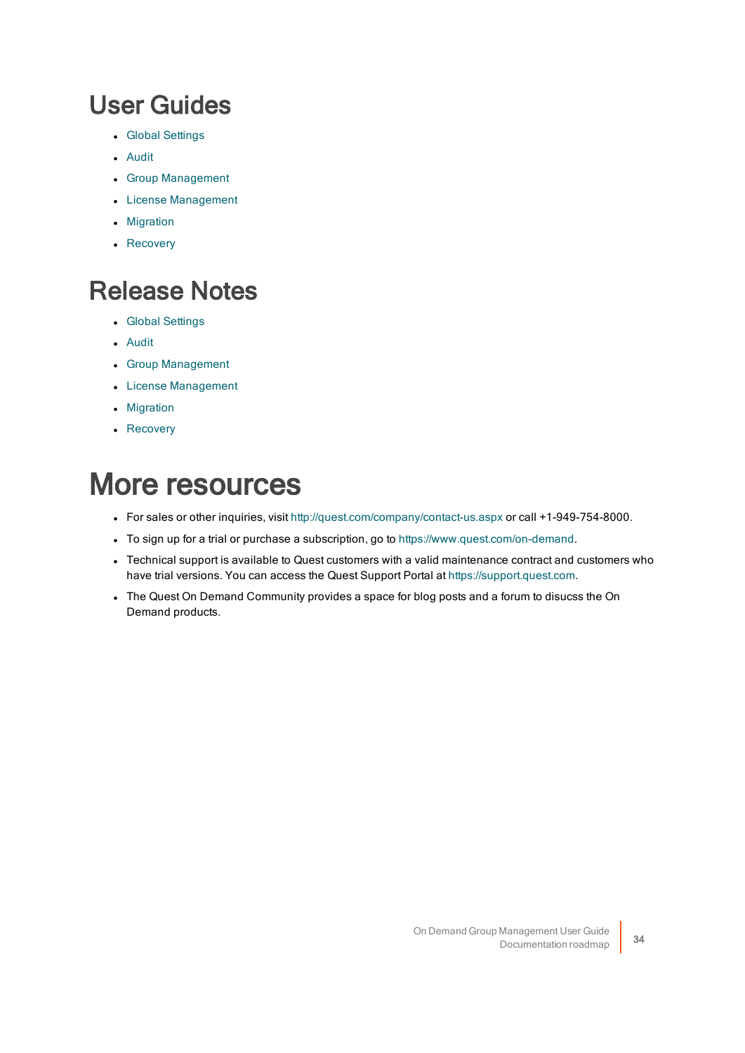# User Guides

- Global Settings
- Audit
- Group Management
- License Management
- Migration
- Recovery

# Release Notes

- Global Settings
- Audit
- Group Management
- License Management
- Migration
- Recovery

# More resources

- For sales or other inquiries, visit http://quest.com/company/contact-us.aspx or call +1-949-754-8000.
- To sign up for a trial or purchase a subscription, go to https://www.quest.com/on-demand.
- Technical support is available to Quest customers with a valid maintenance contract and customers who have trial versions. You can access the Quest Support Portal at https://support.quest.com.
- The Quest On Demand Community provides a space for blog posts and a forum to disucss the On Demand products.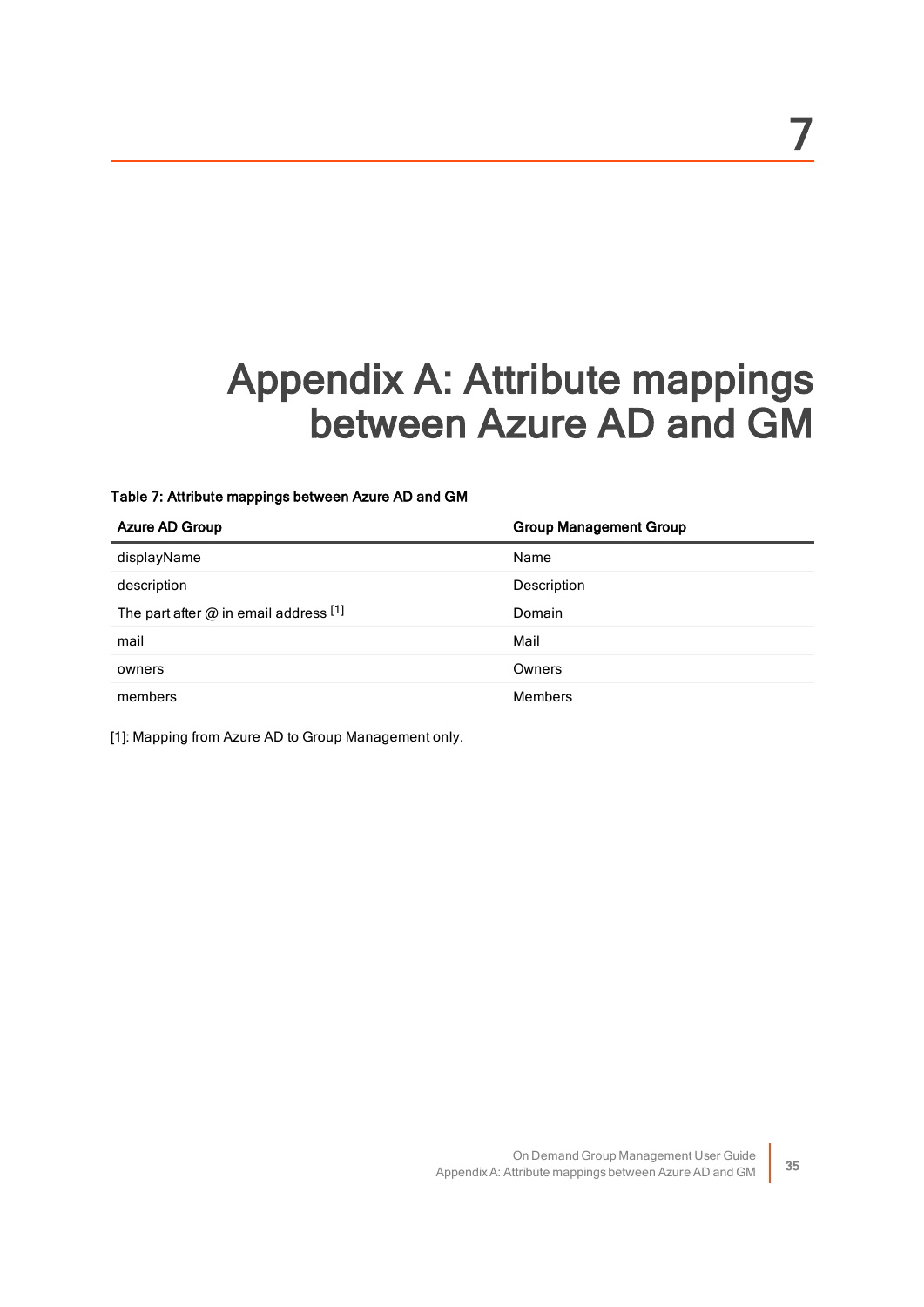# 7

# Appendix A: Attribute mappings between Azure AD and GM

**Table 7: Attribute mappings between Azure AD and GM**

| Azure AD Group | Group Management Group |
|---|---|
| displayName | Name |
| description | Description |
| The part after @ in email address [1] | Domain |
| mail | Mail |
| owners | Owners |
| members | Members |

[1]: Mapping from Azure AD to Group Management only.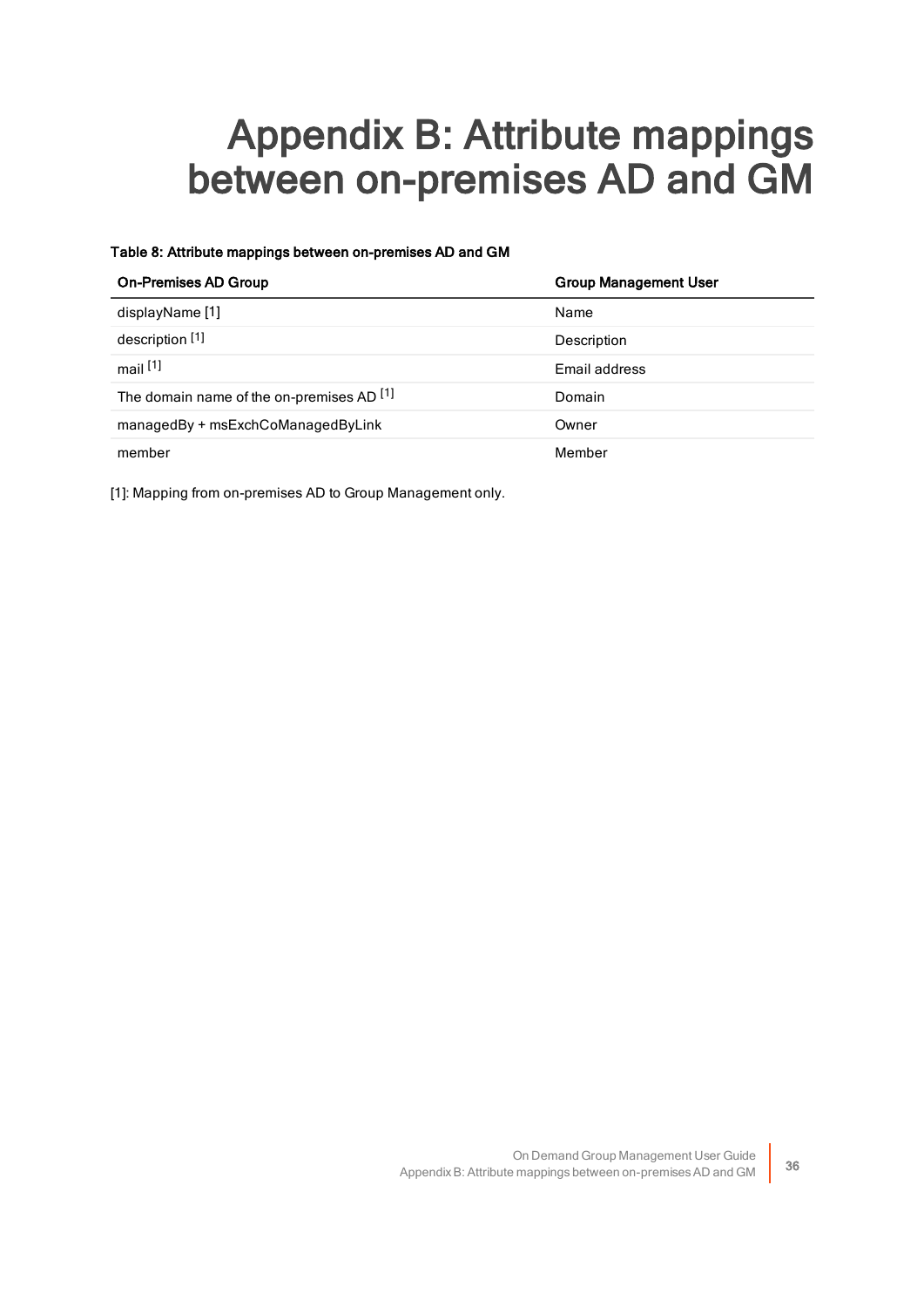# Appendix B: Attribute mappings between on-premises AD and GM

**Table 8: Attribute mappings between on-premises AD and GM**

| On-Premises AD Group | Group Management User |
| --- | --- |
| displayName [1] | Name |
| description [1] | Description |
| mail [1] | Email address |
| The domain name of the on-premises AD [1] | Domain |
| managedBy + msExchCoManagedByLink | Owner |
| member | Member |

[1]: Mapping from on-premises AD to Group Management only.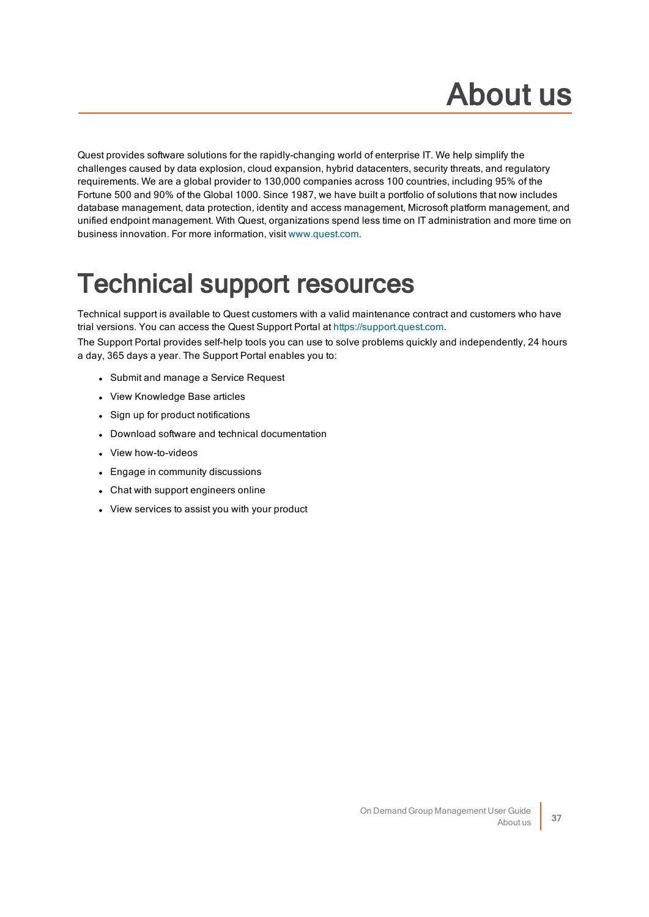# About us

Quest provides software solutions for the rapidly-changing world of enterprise IT. We help simplify the challenges caused by data explosion, cloud expansion, hybrid datacenters, security threats, and regulatory requirements. We are a global provider to 130,000 companies across 100 countries, including 95% of the Fortune 500 and 90% of the Global 1000. Since 1987, we have built a portfolio of solutions that now includes database management, data protection, identity and access management, Microsoft platform management, and unified endpoint management. With Quest, organizations spend less time on IT administration and more time on business innovation. For more information, visit www.quest.com.

# Technical support resources

Technical support is available to Quest customers with a valid maintenance contract and customers who have trial versions. You can access the Quest Support Portal at https://support.quest.com.

The Support Portal provides self-help tools you can use to solve problems quickly and independently, 24 hours a day, 365 days a year. The Support Portal enables you to:

- Submit and manage a Service Request
- View Knowledge Base articles
- Sign up for product notifications
- Download software and technical documentation
- View how-to-videos
- Engage in community discussions
- Chat with support engineers online
- View services to assist you with your product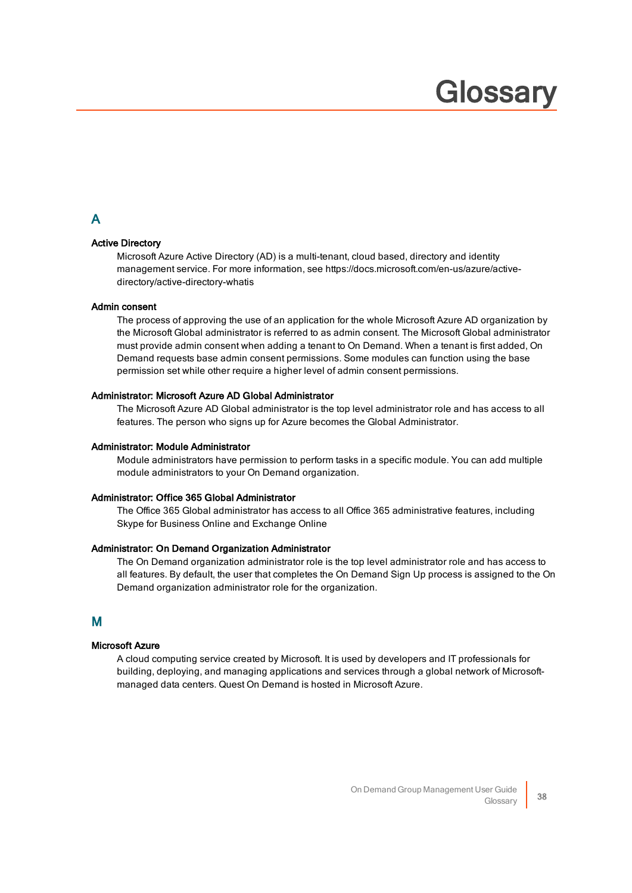# Glossary

## A

**Active Directory**

Microsoft Azure Active Directory (AD) is a multi-tenant, cloud based, directory and identity management service. For more information, see https://docs.microsoft.com/en-us/azure/active-directory/active-directory-whatis

**Admin consent**

The process of approving the use of an application for the whole Microsoft Azure AD organization by the Microsoft Global administrator is referred to as admin consent. The Microsoft Global administrator must provide admin consent when adding a tenant to On Demand. When a tenant is first added, On Demand requests base admin consent permissions. Some modules can function using the base permission set while other require a higher level of admin consent permissions.

**Administrator: Microsoft Azure AD Global Administrator**

The Microsoft Azure AD Global administrator is the top level administrator role and has access to all features. The person who signs up for Azure becomes the Global Administrator.

**Administrator: Module Administrator**

Module administrators have permission to perform tasks in a specific module. You can add multiple module administrators to your On Demand organization.

**Administrator: Office 365 Global Administrator**

The Office 365 Global administrator has access to all Office 365 administrative features, including Skype for Business Online and Exchange Online

**Administrator: On Demand Organization Administrator**

The On Demand organization administrator role is the top level administrator role and has access to all features. By default, the user that completes the On Demand Sign Up process is assigned to the On Demand organization administrator role for the organization.

## M

**Microsoft Azure**

A cloud computing service created by Microsoft. It is used by developers and IT professionals for building, deploying, and managing applications and services through a global network of Microsoft-managed data centers. Quest On Demand is hosted in Microsoft Azure.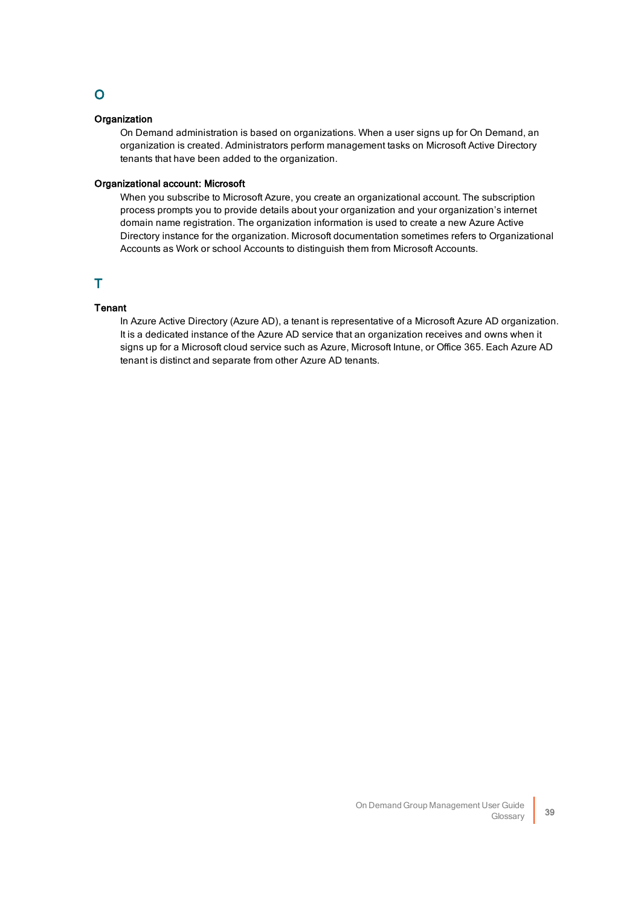## O

### Organization

On Demand administration is based on organizations. When a user signs up for On Demand, an organization is created. Administrators perform management tasks on Microsoft Active Directory tenants that have been added to the organization.

### Organizational account: Microsoft

When you subscribe to Microsoft Azure, you create an organizational account. The subscription process prompts you to provide details about your organization and your organization's internet domain name registration. The organization information is used to create a new Azure Active Directory instance for the organization. Microsoft documentation sometimes refers to Organizational Accounts as Work or school Accounts to distinguish them from Microsoft Accounts.

## T

### Tenant

In Azure Active Directory (Azure AD), a tenant is representative of a Microsoft Azure AD organization. It is a dedicated instance of the Azure AD service that an organization receives and owns when it signs up for a Microsoft cloud service such as Azure, Microsoft Intune, or Office 365. Each Azure AD tenant is distinct and separate from other Azure AD tenants.